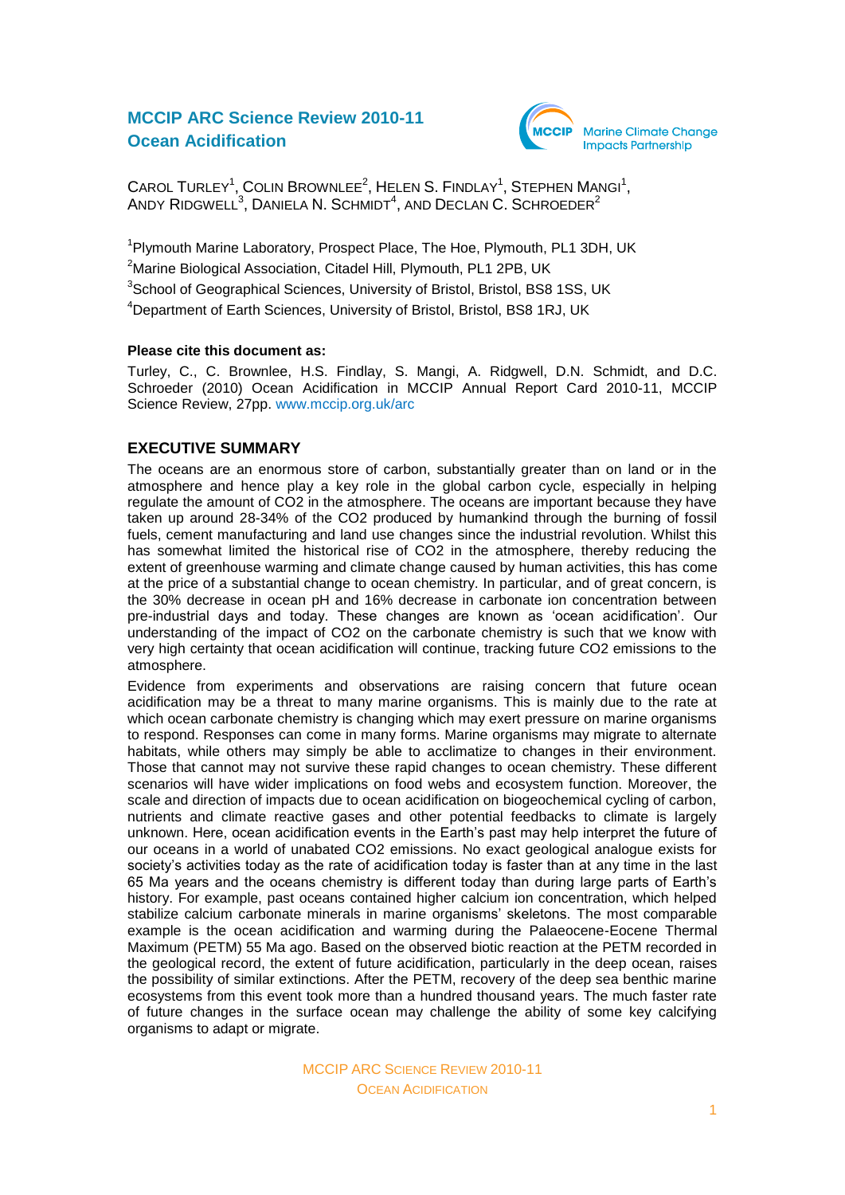# MCCIP ARC Science Review 2010-11
# Ocean Acidification

CAROL TURLEY[1], COLIN BROWNLEE[2], HELEN S. FINDLAY[1], STEPHEN MANGI[1], ANDY RIDGWELL[3], DANIELA N. SCHMIDT[4], AND DECLAN C. SCHROEDER[2]

[1]Plymouth Marine Laboratory, Prospect Place, The Hoe, Plymouth, PL1 3DH, UK

[2]Marine Biological Association, Citadel Hill, Plymouth, PL1 2PB, UK

[3]School of Geographical Sciences, University of Bristol, Bristol, BS8 1SS, UK

[4]Department of Earth Sciences, University of Bristol, Bristol, BS8 1RJ, UK

**Please cite this document as:**

Turley, C., C. Brownlee, H.S. Findlay, S. Mangi, A. Ridgwell, D.N. Schmidt, and D.C. Schroeder (2010) Ocean Acidification in MCCIP Annual Report Card 2010-11, MCCIP Science Review, 27pp. www.mccip.org.uk/arc

## EXECUTIVE SUMMARY

The oceans are an enormous store of carbon, substantially greater than on land or in the atmosphere and hence play a key role in the global carbon cycle, especially in helping regulate the amount of CO2 in the atmosphere. The oceans are important because they have taken up around 28-34% of the CO2 produced by humankind through the burning of fossil fuels, cement manufacturing and land use changes since the industrial revolution. Whilst this has somewhat limited the historical rise of CO2 in the atmosphere, thereby reducing the extent of greenhouse warming and climate change caused by human activities, this has come at the price of a substantial change to ocean chemistry. In particular, and of great concern, is the 30% decrease in ocean pH and 16% decrease in carbonate ion concentration between pre-industrial days and today. These changes are known as 'ocean acidification'. Our understanding of the impact of CO2 on the carbonate chemistry is such that we know with very high certainty that ocean acidification will continue, tracking future CO2 emissions to the atmosphere.

Evidence from experiments and observations are raising concern that future ocean acidification may be a threat to many marine organisms. This is mainly due to the rate at which ocean carbonate chemistry is changing which may exert pressure on marine organisms to respond. Responses can come in many forms. Marine organisms may migrate to alternate habitats, while others may simply be able to acclimatize to changes in their environment. Those that cannot may not survive these rapid changes to ocean chemistry. These different scenarios will have wider implications on food webs and ecosystem function. Moreover, the scale and direction of impacts due to ocean acidification on biogeochemical cycling of carbon, nutrients and climate reactive gases and other potential feedbacks to climate is largely unknown. Here, ocean acidification events in the Earth's past may help interpret the future of our oceans in a world of unabated CO2 emissions. No exact geological analogue exists for society's activities today as the rate of acidification today is faster than at any time in the last 65 Ma years and the oceans chemistry is different today than during large parts of Earth's history. For example, past oceans contained higher calcium ion concentration, which helped stabilize calcium carbonate minerals in marine organisms' skeletons. The most comparable example is the ocean acidification and warming during the Palaeocene-Eocene Thermal Maximum (PETM) 55 Ma ago. Based on the observed biotic reaction at the PETM recorded in the geological record, the extent of future acidification, particularly in the deep ocean, raises the possibility of similar extinctions. After the PETM, recovery of the deep sea benthic marine ecosystems from this event took more than a hundred thousand years. The much faster rate of future changes in the surface ocean may challenge the ability of some key calcifying organisms to adapt or migrate.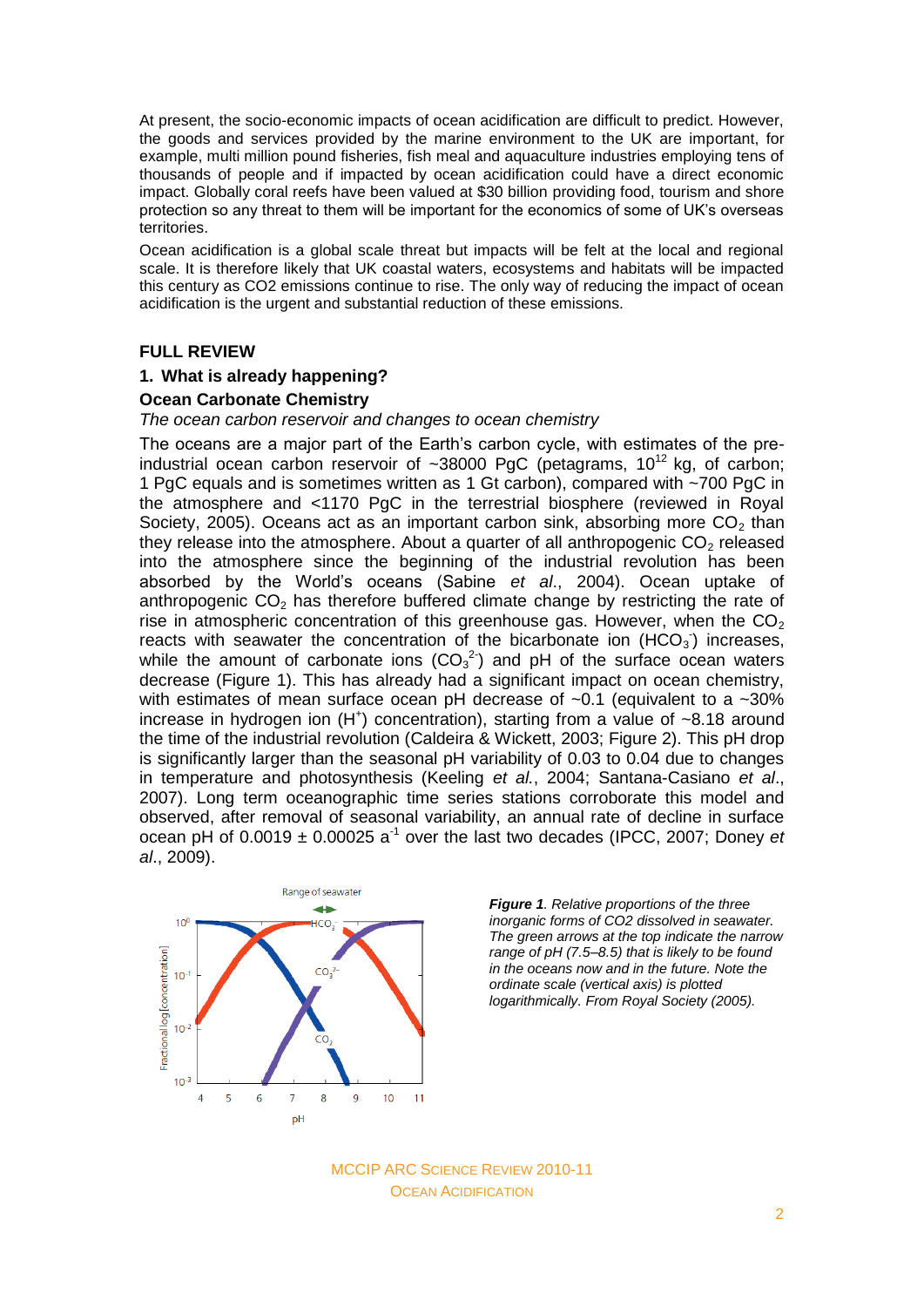At present, the socio-economic impacts of ocean acidification are difficult to predict. However, the goods and services provided by the marine environment to the UK are important, for example, multi million pound fisheries, fish meal and aquaculture industries employing tens of thousands of people and if impacted by ocean acidification could have a direct economic impact. Globally coral reefs have been valued at $30 billion providing food, tourism and shore protection so any threat to them will be important for the economics of some of UK's overseas territories.

Ocean acidification is a global scale threat but impacts will be felt at the local and regional scale. It is therefore likely that UK coastal waters, ecosystems and habitats will be impacted this century as CO2 emissions continue to rise. The only way of reducing the impact of ocean acidification is the urgent and substantial reduction of these emissions.

## FULL REVIEW

### 1. What is already happening?

### Ocean Carbonate Chemistry

*The ocean carbon reservoir and changes to ocean chemistry*

The oceans are a major part of the Earth's carbon cycle, with estimates of the pre-industrial ocean carbon reservoir of ~38000 PgC (petagrams, $10^{12}$ kg, of carbon; 1 PgC equals and is sometimes written as 1 Gt carbon), compared with ~700 PgC in the atmosphere and <1170 PgC in the terrestrial biosphere (reviewed in Royal Society, 2005). Oceans act as an important carbon sink, absorbing more $CO_2$ than they release into the atmosphere. About a quarter of all anthropogenic $CO_2$ released into the atmosphere since the beginning of the industrial revolution has been absorbed by the World's oceans (Sabine *et al*., 2004). Ocean uptake of anthropogenic $CO_2$ has therefore buffered climate change by restricting the rate of rise in atmospheric concentration of this greenhouse gas. However, when the $CO_2$ reacts with seawater the concentration of the bicarbonate ion ($HCO_3^-$) increases, while the amount of carbonate ions ($CO_3^{2-}$) and pH of the surface ocean waters decrease (Figure 1). This has already had a significant impact on ocean chemistry, with estimates of mean surface ocean pH decrease of ~0.1 (equivalent to a ~30% increase in hydrogen ion ($H^+$) concentration), starting from a value of ~8.18 around the time of the industrial revolution (Caldeira & Wickett, 2003; Figure 2). This pH drop is significantly larger than the seasonal pH variability of 0.03 to 0.04 due to changes in temperature and photosynthesis (Keeling *et al.*, 2004; Santana-Casiano *et al*., 2007). Long term oceanographic time series stations corroborate this model and observed, after removal of seasonal variability, an annual rate of decline in surface ocean pH of $0.0019 \pm 0.00025$ $a^{-1}$ over the last two decades (IPCC, 2007; Doney *et al*., 2009).

***Figure 1**. Relative proportions of the three inorganic forms of CO2 dissolved in seawater. The green arrows at the top indicate the narrow range of pH (7.5–8.5) that is likely to be found in the oceans now and in the future. Note the ordinate scale (vertical axis) is plotted logarithmically. From Royal Society (2005).*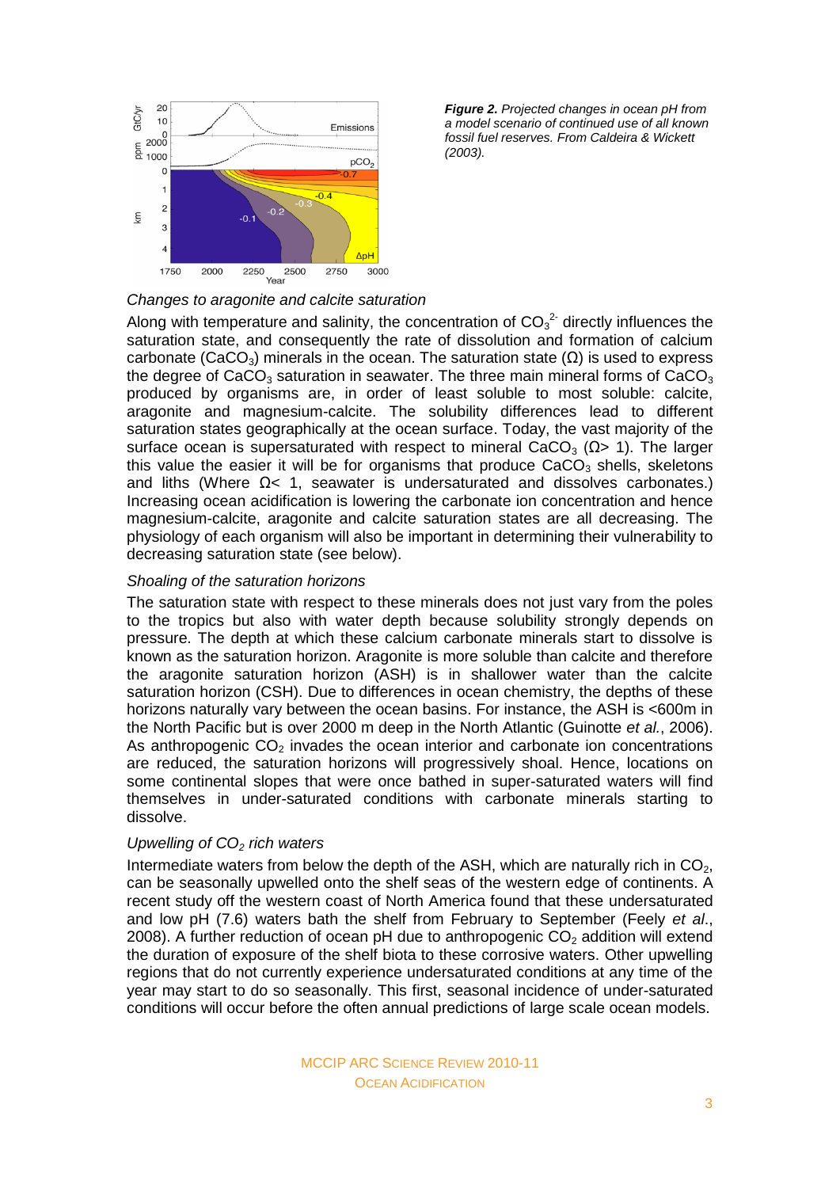*Figure 2. Projected changes in ocean pH from a model scenario of continued use of all known fossil fuel reserves. From Caldeira & Wickett (2003).*

### *Changes to aragonite and calcite saturation*

Along with temperature and salinity, the concentration of $CO_3^{2-}$ directly influences the saturation state, and consequently the rate of dissolution and formation of calcium carbonate ($CaCO_3$) minerals in the ocean. The saturation state ($\Omega$) is used to express the degree of $CaCO_3$ saturation in seawater. The three main mineral forms of $CaCO_3$ produced by organisms are, in order of least soluble to most soluble: calcite, aragonite and magnesium-calcite. The solubility differences lead to different saturation states geographically at the ocean surface. Today, the vast majority of the surface ocean is supersaturated with respect to mineral $CaCO_3$ ($\Omega > 1$). The larger this value the easier it will be for organisms that produce $CaCO_3$ shells, skeletons and liths (Where $\Omega < 1$, seawater is undersaturated and dissolves carbonates.) Increasing ocean acidification is lowering the carbonate ion concentration and hence magnesium-calcite, aragonite and calcite saturation states are all decreasing. The physiology of each organism will also be important in determining their vulnerability to decreasing saturation state (see below).

### *Shoaling of the saturation horizons*

The saturation state with respect to these minerals does not just vary from the poles to the tropics but also with water depth because solubility strongly depends on pressure. The depth at which these calcium carbonate minerals start to dissolve is known as the saturation horizon. Aragonite is more soluble than calcite and therefore the aragonite saturation horizon (ASH) is in shallower water than the calcite saturation horizon (CSH). Due to differences in ocean chemistry, the depths of these horizons naturally vary between the ocean basins. For instance, the ASH is <600m in the North Pacific but is over 2000 m deep in the North Atlantic (Guinotte *et al.*, 2006). As anthropogenic $CO_2$ invades the ocean interior and carbonate ion concentrations are reduced, the saturation horizons will progressively shoal. Hence, locations on some continental slopes that were once bathed in super-saturated waters will find themselves in under-saturated conditions with carbonate minerals starting to dissolve.

### *Upwelling of $CO_2$ rich waters*

Intermediate waters from below the depth of the ASH, which are naturally rich in $CO_2$, can be seasonally upwelled onto the shelf seas of the western edge of continents. A recent study off the western coast of North America found that these undersaturated and low pH (7.6) waters bath the shelf from February to September (Feely *et al.*, 2008). A further reduction of ocean pH due to anthropogenic $CO_2$ addition will extend the duration of exposure of the shelf biota to these corrosive waters. Other upwelling regions that do not currently experience undersaturated conditions at any time of the year may start to do so seasonally. This first, seasonal incidence of under-saturated conditions will occur before the often annual predictions of large scale ocean models.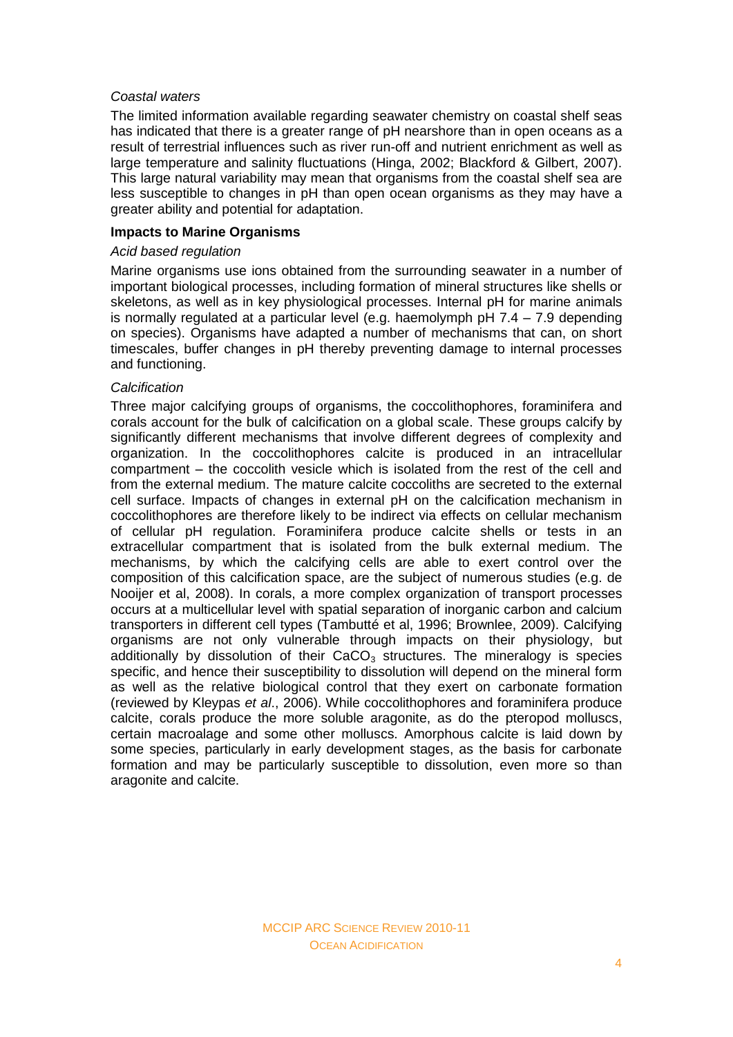*Coastal waters*

The limited information available regarding seawater chemistry on coastal shelf seas has indicated that there is a greater range of pH nearshore than in open oceans as a result of terrestrial influences such as river run-off and nutrient enrichment as well as large temperature and salinity fluctuations (Hinga, 2002; Blackford & Gilbert, 2007). This large natural variability may mean that organisms from the coastal shelf sea are less susceptible to changes in pH than open ocean organisms as they may have a greater ability and potential for adaptation.

**Impacts to Marine Organisms**

*Acid based regulation*

Marine organisms use ions obtained from the surrounding seawater in a number of important biological processes, including formation of mineral structures like shells or skeletons, as well as in key physiological processes. Internal pH for marine animals is normally regulated at a particular level (e.g. haemolymph pH 7.4 – 7.9 depending on species). Organisms have adapted a number of mechanisms that can, on short timescales, buffer changes in pH thereby preventing damage to internal processes and functioning.

*Calcification*

Three major calcifying groups of organisms, the coccolithophores, foraminifera and corals account for the bulk of calcification on a global scale. These groups calcify by significantly different mechanisms that involve different degrees of complexity and organization. In the coccolithophores calcite is produced in an intracellular compartment – the coccolith vesicle which is isolated from the rest of the cell and from the external medium. The mature calcite coccoliths are secreted to the external cell surface. Impacts of changes in external pH on the calcification mechanism in coccolithophores are therefore likely to be indirect via effects on cellular mechanism of cellular pH regulation. Foraminifera produce calcite shells or tests in an extracellular compartment that is isolated from the bulk external medium. The mechanisms, by which the calcifying cells are able to exert control over the composition of this calcification space, are the subject of numerous studies (e.g. de Nooijer et al, 2008). In corals, a more complex organization of transport processes occurs at a multicellular level with spatial separation of inorganic carbon and calcium transporters in different cell types (Tambutté et al, 1996; Brownlee, 2009). Calcifying organisms are not only vulnerable through impacts on their physiology, but additionally by dissolution of their $CaCO_3$ structures. The mineralogy is species specific, and hence their susceptibility to dissolution will depend on the mineral form as well as the relative biological control that they exert on carbonate formation (reviewed by Kleypas *et al*., 2006). While coccolithophores and foraminifera produce calcite, corals produce the more soluble aragonite, as do the pteropod molluscs, certain macroalage and some other molluscs. Amorphous calcite is laid down by some species, particularly in early development stages, as the basis for carbonate formation and may be particularly susceptible to dissolution, even more so than aragonite and calcite.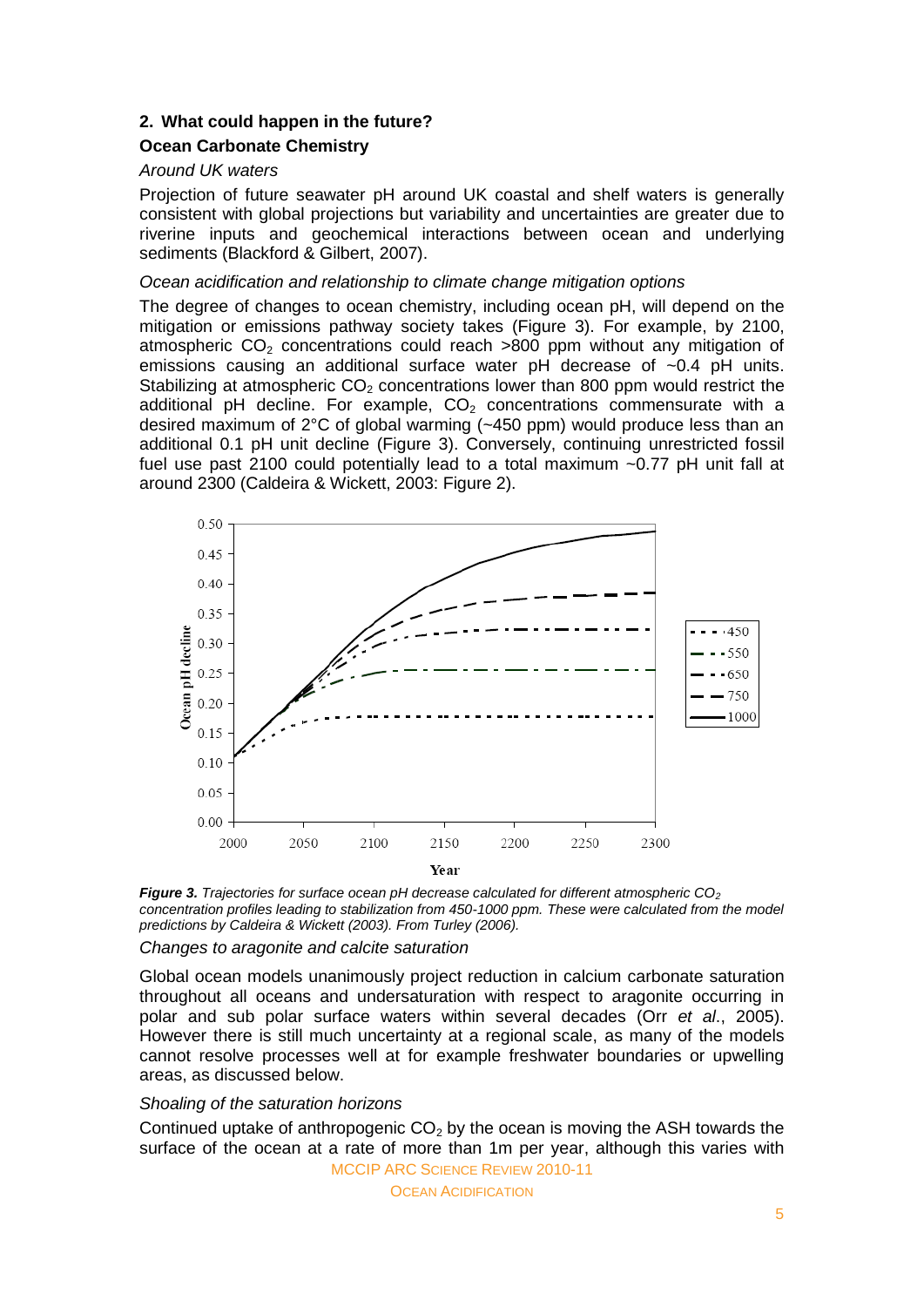## 2. What could happen in the future?

### Ocean Carbonate Chemistry

*Around UK waters*

Projection of future seawater pH around UK coastal and shelf waters is generally consistent with global projections but variability and uncertainties are greater due to riverine inputs and geochemical interactions between ocean and underlying sediments (Blackford & Gilbert, 2007).

*Ocean acidification and relationship to climate change mitigation options*

The degree of changes to ocean chemistry, including ocean pH, will depend on the mitigation or emissions pathway society takes (Figure 3). For example, by 2100, atmospheric $CO_2$ concentrations could reach >800 ppm without any mitigation of emissions causing an additional surface water pH decrease of ~0.4 pH units. Stabilizing at atmospheric $CO_2$ concentrations lower than 800 ppm would restrict the additional pH decline. For example, $CO_2$ concentrations commensurate with a desired maximum of 2°C of global warming (~450 ppm) would produce less than an additional 0.1 pH unit decline (Figure 3). Conversely, continuing unrestricted fossil fuel use past 2100 could potentially lead to a total maximum ~0.77 pH unit fall at around 2300 (Caldeira & Wickett, 2003: Figure 2).

***Figure 3.*** *Trajectories for surface ocean pH decrease calculated for different atmospheric $CO_2$ concentration profiles leading to stabilization from 450-1000 ppm. These were calculated from the model predictions by Caldeira & Wickett (2003). From Turley (2006).*

*Changes to aragonite and calcite saturation*

Global ocean models unanimously project reduction in calcium carbonate saturation throughout all oceans and undersaturation with respect to aragonite occurring in polar and sub polar surface waters within several decades (Orr *et al*., 2005). However there is still much uncertainty at a regional scale, as many of the models cannot resolve processes well at for example freshwater boundaries or upwelling areas, as discussed below.

*Shoaling of the saturation horizons*

Continued uptake of anthropogenic $CO_2$ by the ocean is moving the ASH towards the surface of the ocean at a rate of more than 1m per year, although this varies with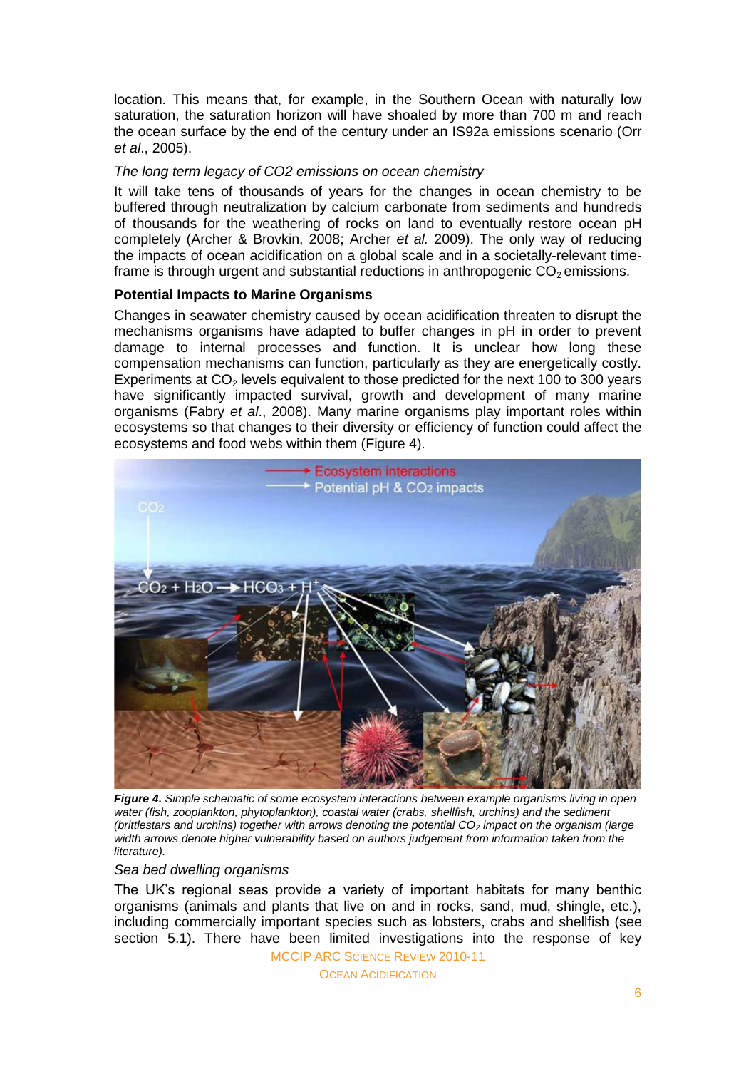location. This means that, for example, in the Southern Ocean with naturally low saturation, the saturation horizon will have shoaled by more than 700 m and reach the ocean surface by the end of the century under an IS92a emissions scenario (Orr *et al*., 2005).

*The long term legacy of CO2 emissions on ocean chemistry*

It will take tens of thousands of years for the changes in ocean chemistry to be buffered through neutralization by calcium carbonate from sediments and hundreds of thousands for the weathering of rocks on land to eventually restore ocean pH completely (Archer & Brovkin, 2008; Archer *et al.* 2009). The only way of reducing the impacts of ocean acidification on a global scale and in a societally-relevant time-frame is through urgent and substantial reductions in anthropogenic $CO_2$ emissions.

**Potential Impacts to Marine Organisms**

Changes in seawater chemistry caused by ocean acidification threaten to disrupt the mechanisms organisms have adapted to buffer changes in pH in order to prevent damage to internal processes and function. It is unclear how long these compensation mechanisms can function, particularly as they are energetically costly. Experiments at $CO_2$ levels equivalent to those predicted for the next 100 to 300 years have significantly impacted survival, growth and development of many marine organisms (Fabry *et al*., 2008). Many marine organisms play important roles within ecosystems so that changes to their diversity or efficiency of function could affect the ecosystems and food webs within them (Figure 4).

***Figure 4.*** *Simple schematic of some ecosystem interactions between example organisms living in open water (fish, zooplankton, phytoplankton), coastal water (crabs, shellfish, urchins) and the sediment (brittlestars and urchins) together with arrows denoting the potential $CO_2$ impact on the organism (large width arrows denote higher vulnerability based on authors judgement from information taken from the literature).*

*Sea bed dwelling organisms*

The UK's regional seas provide a variety of important habitats for many benthic organisms (animals and plants that live on and in rocks, sand, mud, shingle, etc.), including commercially important species such as lobsters, crabs and shellfish (see section 5.1). There have been limited investigations into the response of key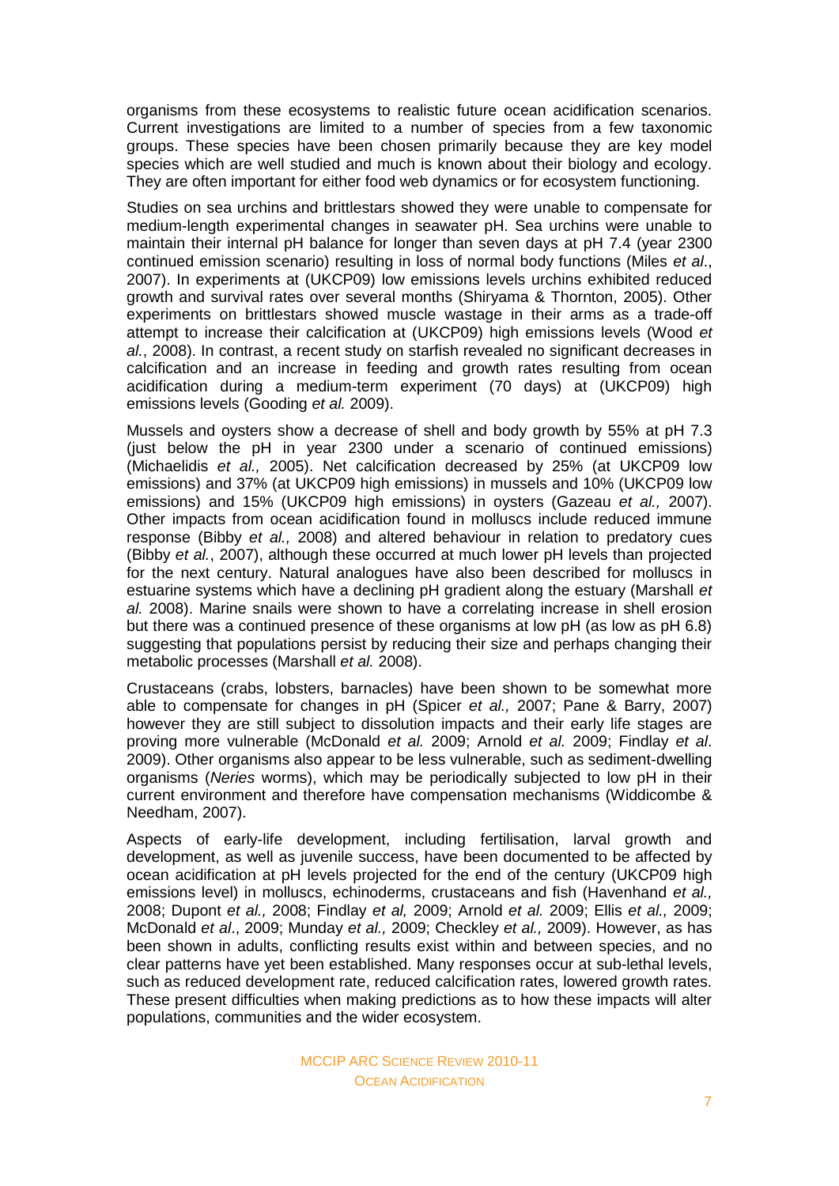organisms from these ecosystems to realistic future ocean acidification scenarios. Current investigations are limited to a number of species from a few taxonomic groups. These species have been chosen primarily because they are key model species which are well studied and much is known about their biology and ecology. They are often important for either food web dynamics or for ecosystem functioning.

Studies on sea urchins and brittlestars showed they were unable to compensate for medium-length experimental changes in seawater pH. Sea urchins were unable to maintain their internal pH balance for longer than seven days at pH 7.4 (year 2300 continued emission scenario) resulting in loss of normal body functions (Miles *et al*., 2007). In experiments at (UKCP09) low emissions levels urchins exhibited reduced growth and survival rates over several months (Shiryama & Thornton, 2005). Other experiments on brittlestars showed muscle wastage in their arms as a trade-off attempt to increase their calcification at (UKCP09) high emissions levels (Wood *et al.*, 2008). In contrast, a recent study on starfish revealed no significant decreases in calcification and an increase in feeding and growth rates resulting from ocean acidification during a medium-term experiment (70 days) at (UKCP09) high emissions levels (Gooding *et al.* 2009).

Mussels and oysters show a decrease of shell and body growth by 55% at pH 7.3 (just below the pH in year 2300 under a scenario of continued emissions) (Michaelidis *et al.,* 2005). Net calcification decreased by 25% (at UKCP09 low emissions) and 37% (at UKCP09 high emissions) in mussels and 10% (UKCP09 low emissions) and 15% (UKCP09 high emissions) in oysters (Gazeau *et al.,* 2007). Other impacts from ocean acidification found in molluscs include reduced immune response (Bibby *et al.,* 2008) and altered behaviour in relation to predatory cues (Bibby *et al.*, 2007), although these occurred at much lower pH levels than projected for the next century. Natural analogues have also been described for molluscs in estuarine systems which have a declining pH gradient along the estuary (Marshall *et al.* 2008). Marine snails were shown to have a correlating increase in shell erosion but there was a continued presence of these organisms at low pH (as low as pH 6.8) suggesting that populations persist by reducing their size and perhaps changing their metabolic processes (Marshall *et al.* 2008).

Crustaceans (crabs, lobsters, barnacles) have been shown to be somewhat more able to compensate for changes in pH (Spicer *et al.,* 2007; Pane & Barry, 2007) however they are still subject to dissolution impacts and their early life stages are proving more vulnerable (McDonald *et al.* 2009; Arnold *et al.* 2009; Findlay *et al*. 2009). Other organisms also appear to be less vulnerable, such as sediment-dwelling organisms (*Neries* worms), which may be periodically subjected to low pH in their current environment and therefore have compensation mechanisms (Widdicombe & Needham, 2007).

Aspects of early-life development, including fertilisation, larval growth and development, as well as juvenile success, have been documented to be affected by ocean acidification at pH levels projected for the end of the century (UKCP09 high emissions level) in molluscs, echinoderms, crustaceans and fish (Havenhand *et al.,* 2008; Dupont *et al.,* 2008; Findlay *et al,* 2009; Arnold *et al.* 2009; Ellis *et al.,* 2009; McDonald *et al*., 2009; Munday *et al.,* 2009; Checkley *et al.,* 2009). However, as has been shown in adults, conflicting results exist within and between species, and no clear patterns have yet been established. Many responses occur at sub-lethal levels, such as reduced development rate, reduced calcification rates, lowered growth rates. These present difficulties when making predictions as to how these impacts will alter populations, communities and the wider ecosystem.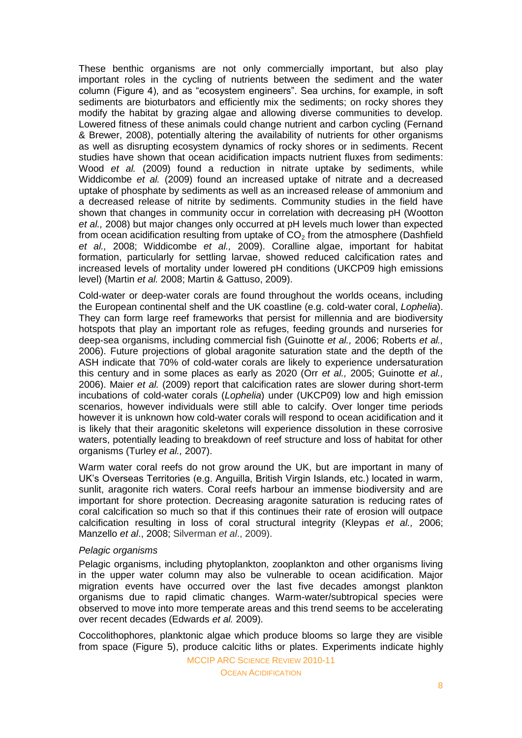These benthic organisms are not only commercially important, but also play important roles in the cycling of nutrients between the sediment and the water column (Figure 4), and as "ecosystem engineers". Sea urchins, for example, in soft sediments are bioturbators and efficiently mix the sediments; on rocky shores they modify the habitat by grazing algae and allowing diverse communities to develop. Lowered fitness of these animals could change nutrient and carbon cycling (Fernand & Brewer, 2008), potentially altering the availability of nutrients for other organisms as well as disrupting ecosystem dynamics of rocky shores or in sediments. Recent studies have shown that ocean acidification impacts nutrient fluxes from sediments: Wood *et al.* (2009) found a reduction in nitrate uptake by sediments, while Widdicombe *et al.* (2009) found an increased uptake of nitrate and a decreased uptake of phosphate by sediments as well as an increased release of ammonium and a decreased release of nitrite by sediments. Community studies in the field have shown that changes in community occur in correlation with decreasing pH (Wootton *et al.,* 2008) but major changes only occurred at pH levels much lower than expected from ocean acidification resulting from uptake of $CO_2$ from the atmosphere (Dashfield *et al.,* 2008; Widdicombe *et al.,* 2009). Coralline algae, important for habitat formation, particularly for settling larvae, showed reduced calcification rates and increased levels of mortality under lowered pH conditions (UKCP09 high emissions level) (Martin *et al.* 2008; Martin & Gattuso, 2009).

Cold-water or deep-water corals are found throughout the worlds oceans, including the European continental shelf and the UK coastline (e.g. cold-water coral, *Lophelia*). They can form large reef frameworks that persist for millennia and are biodiversity hotspots that play an important role as refuges, feeding grounds and nurseries for deep-sea organisms, including commercial fish (Guinotte *et al.,* 2006; Roberts *et al.,* 2006). Future projections of global aragonite saturation state and the depth of the ASH indicate that 70% of cold-water corals are likely to experience undersaturation this century and in some places as early as 2020 (Orr *et al.,* 2005; Guinotte *et al.,* 2006). Maier *et al.* (2009) report that calcification rates are slower during short-term incubations of cold-water corals (*Lophelia*) under (UKCP09) low and high emission scenarios, however individuals were still able to calcify. Over longer time periods however it is unknown how cold-water corals will respond to ocean acidification and it is likely that their aragonitic skeletons will experience dissolution in these corrosive waters, potentially leading to breakdown of reef structure and loss of habitat for other organisms (Turley *et al.,* 2007).

Warm water coral reefs do not grow around the UK, but are important in many of UK's Overseas Territories (e.g. Anguilla, British Virgin Islands, etc.) located in warm, sunlit, aragonite rich waters. Coral reefs harbour an immense biodiversity and are important for shore protection. Decreasing aragonite saturation is reducing rates of coral calcification so much so that if this continues their rate of erosion will outpace calcification resulting in loss of coral structural integrity (Kleypas *et al.,* 2006; Manzello *et al*., 2008; Silverman *et al*., 2009).

*Pelagic organisms*

Pelagic organisms, including phytoplankton, zooplankton and other organisms living in the upper water column may also be vulnerable to ocean acidification. Major migration events have occurred over the last five decades amongst plankton organisms due to rapid climatic changes. Warm-water/subtropical species were observed to move into more temperate areas and this trend seems to be accelerating over recent decades (Edwards *et al.* 2009).

Coccolithophores, planktonic algae which produce blooms so large they are visible from space (Figure 5), produce calcitic liths or plates. Experiments indicate highly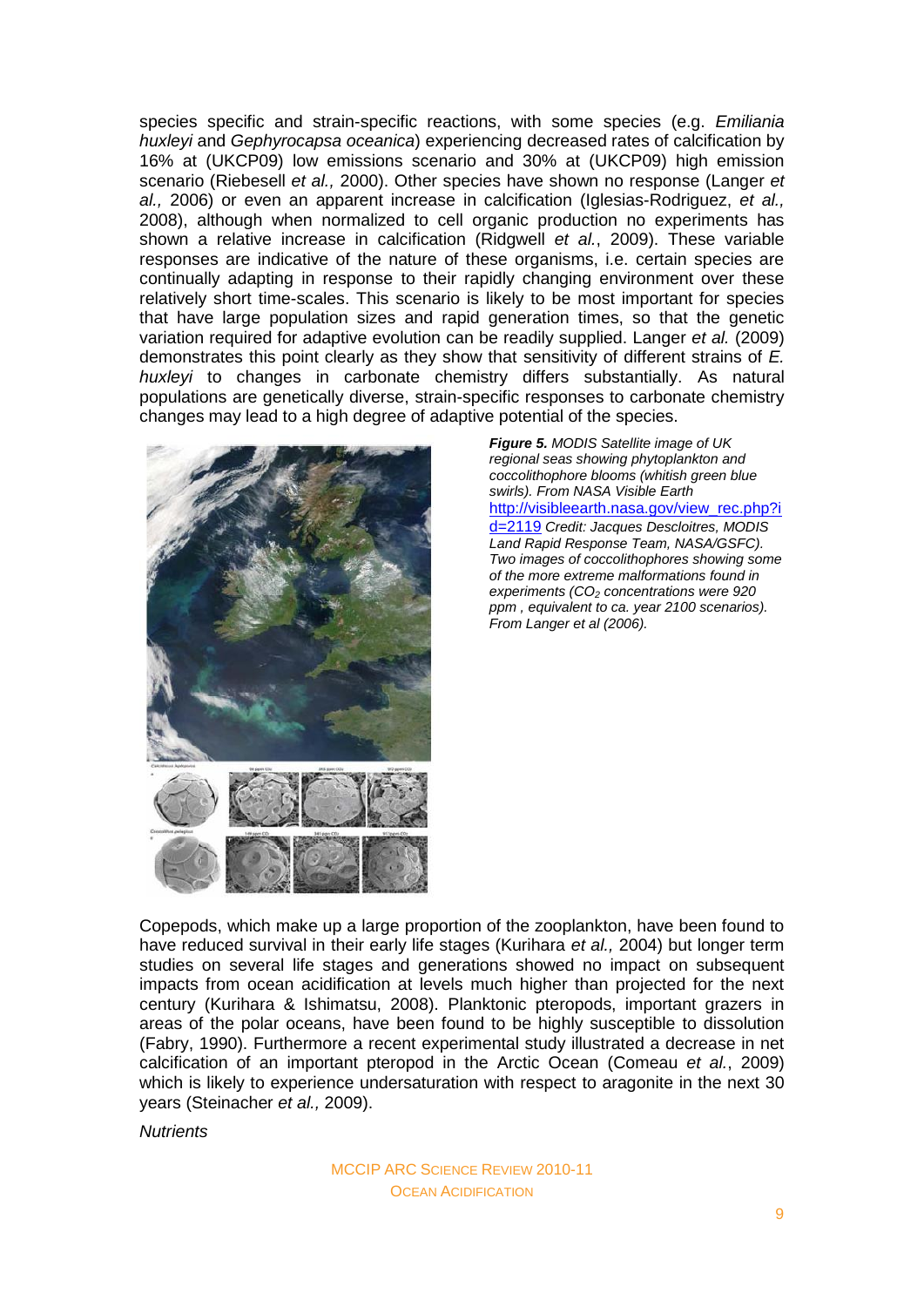species specific and strain-specific reactions, with some species (e.g. *Emiliania huxleyi* and *Gephyrocapsa oceanica*) experiencing decreased rates of calcification by 16% at (UKCP09) low emissions scenario and 30% at (UKCP09) high emission scenario (Riebesell *et al.,* 2000). Other species have shown no response (Langer *et al.,* 2006) or even an apparent increase in calcification (Iglesias-Rodriguez, *et al.,* 2008), although when normalized to cell organic production no experiments has shown a relative increase in calcification (Ridgwell *et al.*, 2009). These variable responses are indicative of the nature of these organisms, i.e. certain species are continually adapting in response to their rapidly changing environment over these relatively short time-scales. This scenario is likely to be most important for species that have large population sizes and rapid generation times, so that the genetic variation required for adaptive evolution can be readily supplied. Langer *et al.* (2009) demonstrates this point clearly as they show that sensitivity of different strains of *E. huxleyi* to changes in carbonate chemistry differs substantially. As natural populations are genetically diverse, strain-specific responses to carbonate chemistry changes may lead to a high degree of adaptive potential of the species.

***Figure 5.*** *MODIS Satellite image of UK regional seas showing phytoplankton and coccolithophore blooms (whitish green blue swirls). From NASA Visible Earth* http://visibleearth.nasa.gov/view_rec.php?id=2119 *Credit: Jacques Descloitres, MODIS Land Rapid Response Team, NASA/GSFC). Two images of coccolithophores showing some of the more extreme malformations found in experiments ($CO_2$ concentrations were 920 ppm , equivalent to ca. year 2100 scenarios). From Langer et al (2006).*

Copepods, which make up a large proportion of the zooplankton, have been found to have reduced survival in their early life stages (Kurihara *et al.,* 2004) but longer term studies on several life stages and generations showed no impact on subsequent impacts from ocean acidification at levels much higher than projected for the next century (Kurihara & Ishimatsu, 2008). Planktonic pteropods, important grazers in areas of the polar oceans, have been found to be highly susceptible to dissolution (Fabry, 1990). Furthermore a recent experimental study illustrated a decrease in net calcification of an important pteropod in the Arctic Ocean (Comeau *et al.*, 2009) which is likely to experience undersaturation with respect to aragonite in the next 30 years (Steinacher *et al.,* 2009).

*Nutrients*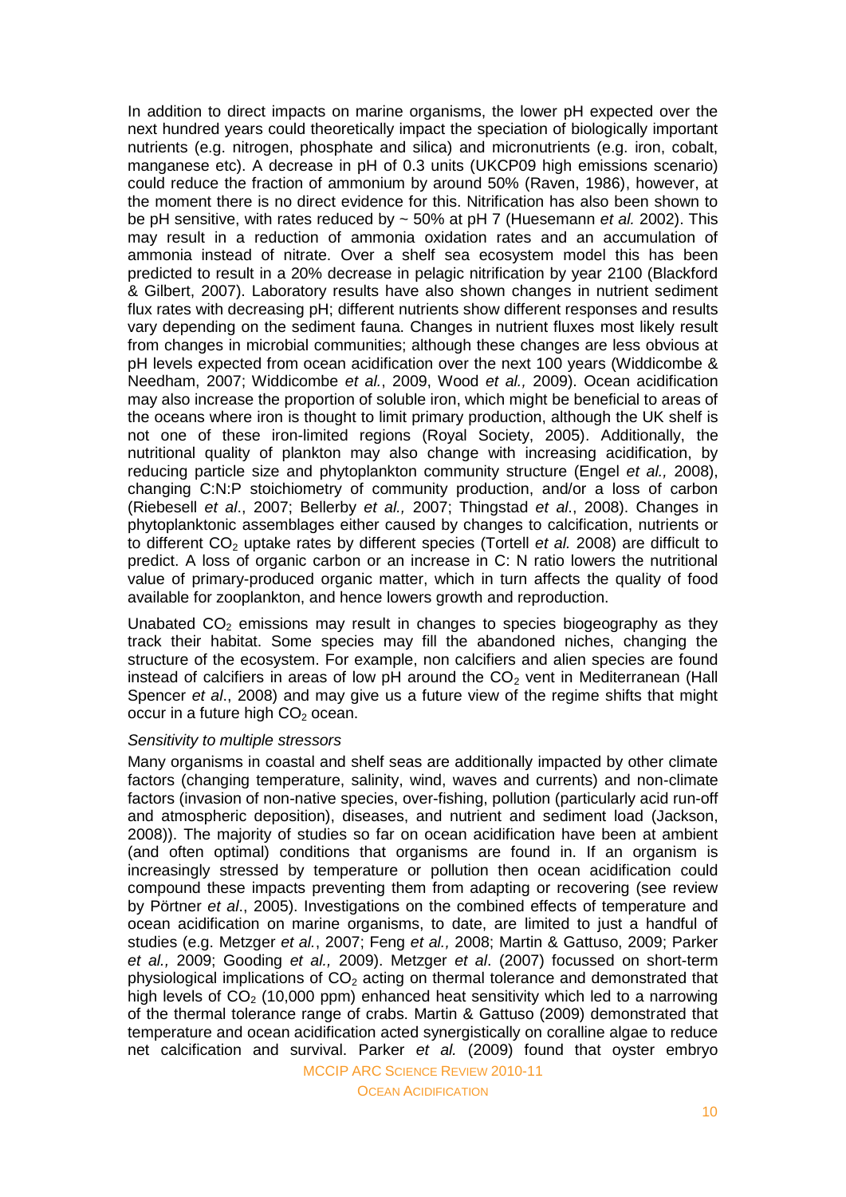In addition to direct impacts on marine organisms, the lower pH expected over the next hundred years could theoretically impact the speciation of biologically important nutrients (e.g. nitrogen, phosphate and silica) and micronutrients (e.g. iron, cobalt, manganese etc). A decrease in pH of 0.3 units (UKCP09 high emissions scenario) could reduce the fraction of ammonium by around 50% (Raven, 1986), however, at the moment there is no direct evidence for this. Nitrification has also been shown to be pH sensitive, with rates reduced by ~ 50% at pH 7 (Huesemann *et al.* 2002). This may result in a reduction of ammonia oxidation rates and an accumulation of ammonia instead of nitrate. Over a shelf sea ecosystem model this has been predicted to result in a 20% decrease in pelagic nitrification by year 2100 (Blackford & Gilbert, 2007). Laboratory results have also shown changes in nutrient sediment flux rates with decreasing pH; different nutrients show different responses and results vary depending on the sediment fauna. Changes in nutrient fluxes most likely result from changes in microbial communities; although these changes are less obvious at pH levels expected from ocean acidification over the next 100 years (Widdicombe & Needham, 2007; Widdicombe *et al.*, 2009, Wood *et al.,* 2009). Ocean acidification may also increase the proportion of soluble iron, which might be beneficial to areas of the oceans where iron is thought to limit primary production, although the UK shelf is not one of these iron-limited regions (Royal Society, 2005). Additionally, the nutritional quality of plankton may also change with increasing acidification, by reducing particle size and phytoplankton community structure (Engel *et al.,* 2008), changing C:N:P stoichiometry of community production, and/or a loss of carbon (Riebesell *et al*., 2007; Bellerby *et al.,* 2007; Thingstad *et al*., 2008). Changes in phytoplanktonic assemblages either caused by changes to calcification, nutrients or to different $CO_2$ uptake rates by different species (Tortell *et al.* 2008) are difficult to predict. A loss of organic carbon or an increase in C: N ratio lowers the nutritional value of primary-produced organic matter, which in turn affects the quality of food available for zooplankton, and hence lowers growth and reproduction.

Unabated $CO_2$ emissions may result in changes to species biogeography as they track their habitat. Some species may fill the abandoned niches, changing the structure of the ecosystem. For example, non calcifiers and alien species are found instead of calcifiers in areas of low pH around the $CO_2$ vent in Mediterranean (Hall Spencer *et al*., 2008) and may give us a future view of the regime shifts that might occur in a future high $CO_2$ ocean.

*Sensitivity to multiple stressors*

Many organisms in coastal and shelf seas are additionally impacted by other climate factors (changing temperature, salinity, wind, waves and currents) and non-climate factors (invasion of non-native species, over-fishing, pollution (particularly acid run-off and atmospheric deposition), diseases, and nutrient and sediment load (Jackson, 2008)). The majority of studies so far on ocean acidification have been at ambient (and often optimal) conditions that organisms are found in. If an organism is increasingly stressed by temperature or pollution then ocean acidification could compound these impacts preventing them from adapting or recovering (see review by Pörtner *et al*., 2005). Investigations on the combined effects of temperature and ocean acidification on marine organisms, to date, are limited to just a handful of studies (e.g. Metzger *et al.*, 2007; Feng *et al.,* 2008; Martin & Gattuso, 2009; Parker *et al.,* 2009; Gooding *et al.,* 2009). Metzger *et al*. (2007) focussed on short-term physiological implications of $CO_2$ acting on thermal tolerance and demonstrated that high levels of $CO_2$ (10,000 ppm) enhanced heat sensitivity which led to a narrowing of the thermal tolerance range of crabs. Martin & Gattuso (2009) demonstrated that temperature and ocean acidification acted synergistically on coralline algae to reduce net calcification and survival. Parker *et al.* (2009) found that oyster embryo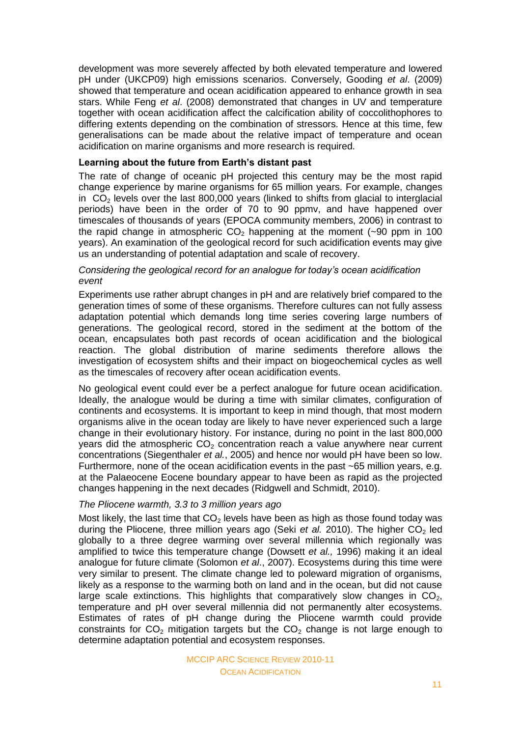development was more severely affected by both elevated temperature and lowered pH under (UKCP09) high emissions scenarios. Conversely, Gooding *et al*. (2009) showed that temperature and ocean acidification appeared to enhance growth in sea stars. While Feng *et al*. (2008) demonstrated that changes in UV and temperature together with ocean acidification affect the calcification ability of coccolithophores to differing extents depending on the combination of stressors. Hence at this time, few generalisations can be made about the relative impact of temperature and ocean acidification on marine organisms and more research is required.

**Learning about the future from Earth's distant past**

The rate of change of oceanic pH projected this century may be the most rapid change experience by marine organisms for 65 million years. For example, changes in $CO_2$ levels over the last 800,000 years (linked to shifts from glacial to interglacial periods) have been in the order of 70 to 90 ppmv, and have happened over timescales of thousands of years (EPOCA community members, 2006) in contrast to the rapid change in atmospheric $CO_2$ happening at the moment (~90 ppm in 100 years). An examination of the geological record for such acidification events may give us an understanding of potential adaptation and scale of recovery.

*Considering the geological record for an analogue for today's ocean acidification event*

Experiments use rather abrupt changes in pH and are relatively brief compared to the generation times of some of these organisms. Therefore cultures can not fully assess adaptation potential which demands long time series covering large numbers of generations. The geological record, stored in the sediment at the bottom of the ocean, encapsulates both past records of ocean acidification and the biological reaction. The global distribution of marine sediments therefore allows the investigation of ecosystem shifts and their impact on biogeochemical cycles as well as the timescales of recovery after ocean acidification events.

No geological event could ever be a perfect analogue for future ocean acidification. Ideally, the analogue would be during a time with similar climates, configuration of continents and ecosystems. It is important to keep in mind though, that most modern organisms alive in the ocean today are likely to have never experienced such a large change in their evolutionary history. For instance, during no point in the last 800,000 years did the atmospheric $CO_2$ concentration reach a value anywhere near current concentrations (Siegenthaler *et al.*, 2005) and hence nor would pH have been so low. Furthermore, none of the ocean acidification events in the past ~65 million years, e.g. at the Palaeocene Eocene boundary appear to have been as rapid as the projected changes happening in the next decades (Ridgwell and Schmidt, 2010).

*The Pliocene warmth, 3.3 to 3 million years ago*

Most likely, the last time that $CO_2$ levels have been as high as those found today was during the Pliocene, three million years ago (Seki *et al.* 2010). The higher $CO_2$ led globally to a three degree warming over several millennia which regionally was amplified to twice this temperature change (Dowsett *et al.,* 1996) making it an ideal analogue for future climate (Solomon *et al*., 2007). Ecosystems during this time were very similar to present. The climate change led to poleward migration of organisms, likely as a response to the warming both on land and in the ocean, but did not cause large scale extinctions. This highlights that comparatively slow changes in $CO_2$, temperature and pH over several millennia did not permanently alter ecosystems. Estimates of rates of pH change during the Pliocene warmth could provide constraints for $CO_2$ mitigation targets but the $CO_2$ change is not large enough to determine adaptation potential and ecosystem responses.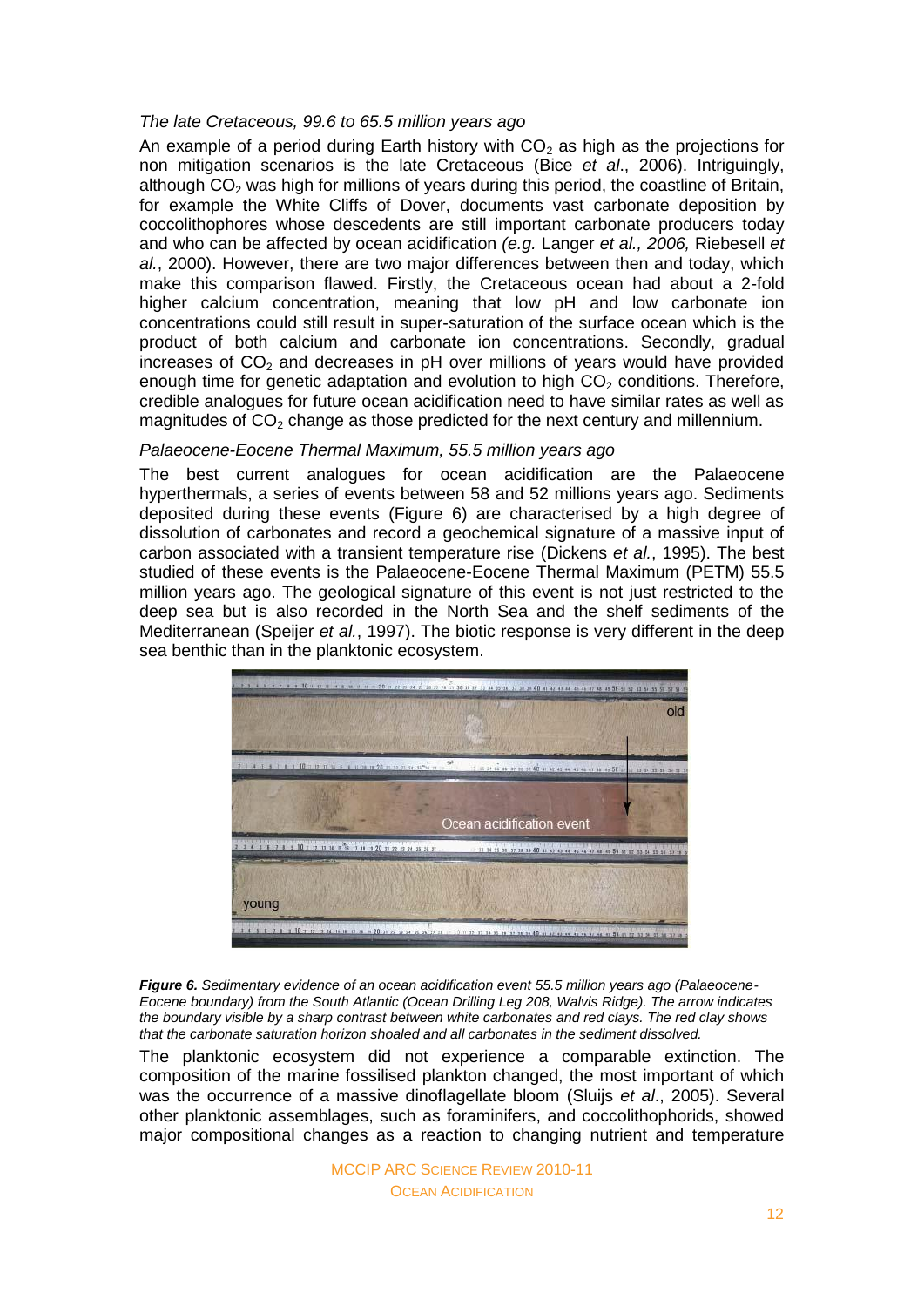*The late Cretaceous, 99.6 to 65.5 million years ago*

An example of a period during Earth history with $CO_2$ as high as the projections for non mitigation scenarios is the late Cretaceous (Bice *et al*., 2006). Intriguingly, although $CO_2$ was high for millions of years during this period, the coastline of Britain, for example the White Cliffs of Dover, documents vast carbonate deposition by coccolithophores whose descedents are still important carbonate producers today and who can be affected by ocean acidification *(e.g.* Langer *et al., 2006,* Riebesell *et al.*, 2000). However, there are two major differences between then and today, which make this comparison flawed. Firstly, the Cretaceous ocean had about a 2-fold higher calcium concentration, meaning that low pH and low carbonate ion concentrations could still result in super-saturation of the surface ocean which is the product of both calcium and carbonate ion concentrations. Secondly, gradual increases of $CO_2$ and decreases in pH over millions of years would have provided enough time for genetic adaptation and evolution to high $CO_2$ conditions. Therefore, credible analogues for future ocean acidification need to have similar rates as well as magnitudes of $CO_2$ change as those predicted for the next century and millennium.

*Palaeocene-Eocene Thermal Maximum, 55.5 million years ago*

The best current analogues for ocean acidification are the Palaeocene hyperthermals, a series of events between 58 and 52 millions years ago. Sediments deposited during these events (Figure 6) are characterised by a high degree of dissolution of carbonates and record a geochemical signature of a massive input of carbon associated with a transient temperature rise (Dickens *et al.*, 1995). The best studied of these events is the Palaeocene-Eocene Thermal Maximum (PETM) 55.5 million years ago. The geological signature of this event is not just restricted to the deep sea but is also recorded in the North Sea and the shelf sediments of the Mediterranean (Speijer *et al.*, 1997). The biotic response is very different in the deep sea benthic than in the planktonic ecosystem.

***Figure 6.*** *Sedimentary evidence of an ocean acidification event 55.5 million years ago (Palaeocene-Eocene boundary) from the South Atlantic (Ocean Drilling Leg 208, Walvis Ridge). The arrow indicates the boundary visible by a sharp contrast between white carbonates and red clays. The red clay shows that the carbonate saturation horizon shoaled and all carbonates in the sediment dissolved.*

The planktonic ecosystem did not experience a comparable extinction. The composition of the marine fossilised plankton changed, the most important of which was the occurrence of a massive dinoflagellate bloom (Sluijs *et al*., 2005). Several other planktonic assemblages, such as foraminifers, and coccolithophorids, showed major compositional changes as a reaction to changing nutrient and temperature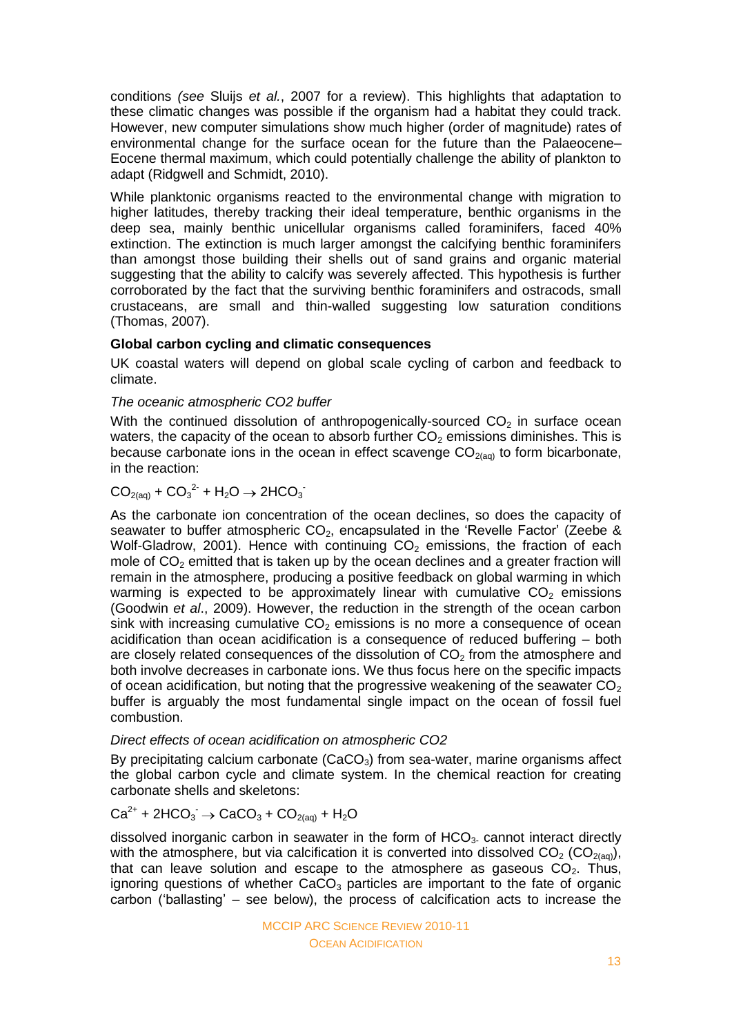conditions *(see* Sluijs *et al.*, 2007 for a review). This highlights that adaptation to these climatic changes was possible if the organism had a habitat they could track. However, new computer simulations show much higher (order of magnitude) rates of environmental change for the surface ocean for the future than the Palaeocene–Eocene thermal maximum, which could potentially challenge the ability of plankton to adapt (Ridgwell and Schmidt, 2010).

While planktonic organisms reacted to the environmental change with migration to higher latitudes, thereby tracking their ideal temperature, benthic organisms in the deep sea, mainly benthic unicellular organisms called foraminifers, faced 40% extinction. The extinction is much larger amongst the calcifying benthic foraminifers than amongst those building their shells out of sand grains and organic material suggesting that the ability to calcify was severely affected. This hypothesis is further corroborated by the fact that the surviving benthic foraminifers and ostracods, small crustaceans, are small and thin-walled suggesting low saturation conditions (Thomas, 2007).

**Global carbon cycling and climatic consequences**

UK coastal waters will depend on global scale cycling of carbon and feedback to climate.

*The oceanic atmospheric CO2 buffer*

With the continued dissolution of anthropogenically-sourced $CO_2$ in surface ocean waters, the capacity of the ocean to absorb further $CO_2$ emissions diminishes. This is because carbonate ions in the ocean in effect scavenge $CO_{2(aq)}$ to form bicarbonate, in the reaction:

$$CO_{2(aq)} + CO_3^{2-} + H_2O \rightarrow 2HCO_3^-$$

As the carbonate ion concentration of the ocean declines, so does the capacity of seawater to buffer atmospheric $CO_2$, encapsulated in the 'Revelle Factor' (Zeebe & Wolf-Gladrow, 2001). Hence with continuing $CO_2$ emissions, the fraction of each mole of $CO_2$ emitted that is taken up by the ocean declines and a greater fraction will remain in the atmosphere, producing a positive feedback on global warming in which warming is expected to be approximately linear with cumulative $CO_2$ emissions (Goodwin *et al*., 2009). However, the reduction in the strength of the ocean carbon sink with increasing cumulative $CO_2$ emissions is no more a consequence of ocean acidification than ocean acidification is a consequence of reduced buffering – both are closely related consequences of the dissolution of $CO_2$ from the atmosphere and both involve decreases in carbonate ions. We thus focus here on the specific impacts of ocean acidification, but noting that the progressive weakening of the seawater $CO_2$ buffer is arguably the most fundamental single impact on the ocean of fossil fuel combustion.

*Direct effects of ocean acidification on atmospheric CO2*

By precipitating calcium carbonate ($CaCO_3$) from sea-water, marine organisms affect the global carbon cycle and climate system. In the chemical reaction for creating carbonate shells and skeletons:

$$Ca^{2+} + 2HCO_3^- \rightarrow CaCO_3 + CO_{2(aq)} + H_2O$$

dissolved inorganic carbon in seawater in the form of $HCO_3^-$ cannot interact directly with the atmosphere, but via calcification it is converted into dissolved $CO_2$ ($CO_{2(aq)}$), that can leave solution and escape to the atmosphere as gaseous $CO_2$. Thus, ignoring questions of whether $CaCO_3$ particles are important to the fate of organic carbon ('ballasting' – see below), the process of calcification acts to increase the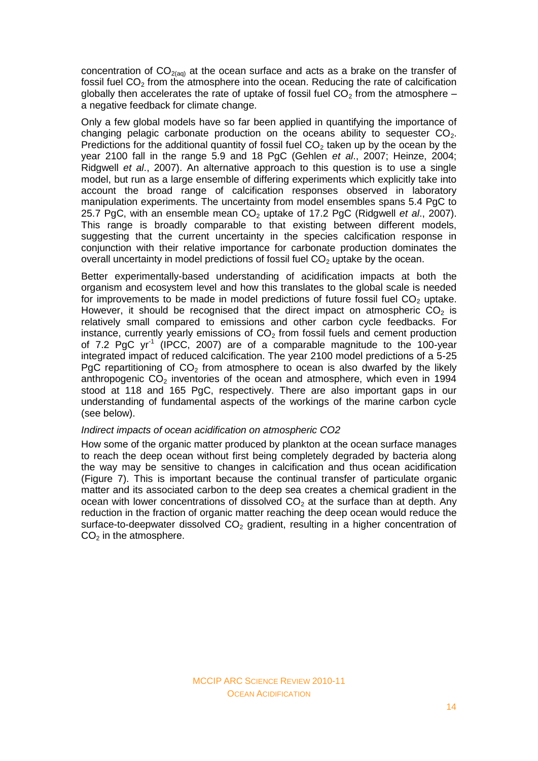concentration of $CO_{2(aq)}$ at the ocean surface and acts as a brake on the transfer of fossil fuel $CO_2$ from the atmosphere into the ocean. Reducing the rate of calcification globally then accelerates the rate of uptake of fossil fuel $CO_2$ from the atmosphere – a negative feedback for climate change.

Only a few global models have so far been applied in quantifying the importance of changing pelagic carbonate production on the oceans ability to sequester $CO_2$. Predictions for the additional quantity of fossil fuel $CO_2$ taken up by the ocean by the year 2100 fall in the range 5.9 and 18 PgC (Gehlen *et al*., 2007; Heinze, 2004; Ridgwell *et al*., 2007). An alternative approach to this question is to use a single model, but run as a large ensemble of differing experiments which explicitly take into account the broad range of calcification responses observed in laboratory manipulation experiments. The uncertainty from model ensembles spans 5.4 PgC to 25.7 PgC, with an ensemble mean $CO_2$ uptake of 17.2 PgC (Ridgwell *et al*., 2007). This range is broadly comparable to that existing between different models, suggesting that the current uncertainty in the species calcification response in conjunction with their relative importance for carbonate production dominates the overall uncertainty in model predictions of fossil fuel $CO_2$ uptake by the ocean.

Better experimentally-based understanding of acidification impacts at both the organism and ecosystem level and how this translates to the global scale is needed for improvements to be made in model predictions of future fossil fuel $CO_2$ uptake. However, it should be recognised that the direct impact on atmospheric $CO_2$ is relatively small compared to emissions and other carbon cycle feedbacks. For instance, currently yearly emissions of $CO_2$ from fossil fuels and cement production of 7.2 PgC $yr^{-1}$ (IPCC, 2007) are of a comparable magnitude to the 100-year integrated impact of reduced calcification. The year 2100 model predictions of a 5-25 PgC repartitioning of $CO_2$ from atmosphere to ocean is also dwarfed by the likely anthropogenic $CO_2$ inventories of the ocean and atmosphere, which even in 1994 stood at 118 and 165 PgC, respectively. There are also important gaps in our understanding of fundamental aspects of the workings of the marine carbon cycle (see below).

*Indirect impacts of ocean acidification on atmospheric CO2*

How some of the organic matter produced by plankton at the ocean surface manages to reach the deep ocean without first being completely degraded by bacteria along the way may be sensitive to changes in calcification and thus ocean acidification (Figure 7). This is important because the continual transfer of particulate organic matter and its associated carbon to the deep sea creates a chemical gradient in the ocean with lower concentrations of dissolved $CO_2$ at the surface than at depth. Any reduction in the fraction of organic matter reaching the deep ocean would reduce the surface-to-deepwater dissolved $CO_2$ gradient, resulting in a higher concentration of $CO_2$ in the atmosphere.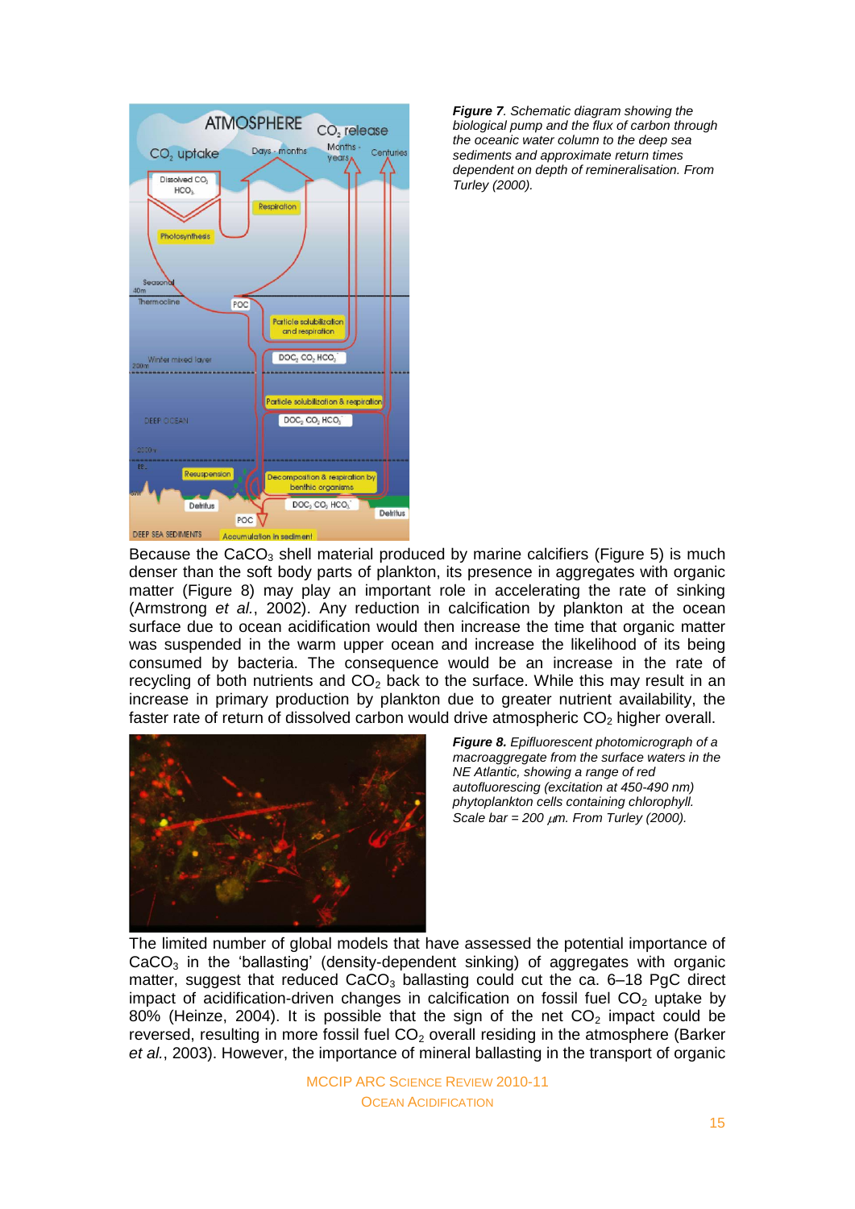***Figure 7**. Schematic diagram showing the biological pump and the flux of carbon through the oceanic water column to the deep sea sediments and approximate return times dependent on depth of remineralisation. From Turley (2000).*

Because the $CaCO_3$ shell material produced by marine calcifiers (Figure 5) is much denser than the soft body parts of plankton, its presence in aggregates with organic matter (Figure 8) may play an important role in accelerating the rate of sinking (Armstrong *et al.*, 2002). Any reduction in calcification by plankton at the ocean surface due to ocean acidification would then increase the time that organic matter was suspended in the warm upper ocean and increase the likelihood of its being consumed by bacteria. The consequence would be an increase in the rate of recycling of both nutrients and $CO_2$ back to the surface. While this may result in an increase in primary production by plankton due to greater nutrient availability, the faster rate of return of dissolved carbon would drive atmospheric $CO_2$ higher overall.

***Figure 8.** Epifluorescent photomicrograph of a macroaggregate from the surface waters in the NE Atlantic, showing a range of red autofluorescing (excitation at 450-490 nm) phytoplankton cells containing chlorophyll. Scale bar = 200 $\mu$m. From Turley (2000).*

The limited number of global models that have assessed the potential importance of $CaCO_3$ in the 'ballasting' (density-dependent sinking) of aggregates with organic matter, suggest that reduced $CaCO_3$ ballasting could cut the ca. 6–18 PgC direct impact of acidification-driven changes in calcification on fossil fuel $CO_2$ uptake by 80% (Heinze, 2004). It is possible that the sign of the net $CO_2$ impact could be reversed, resulting in more fossil fuel $CO_2$ overall residing in the atmosphere (Barker *et al.*, 2003). However, the importance of mineral ballasting in the transport of organic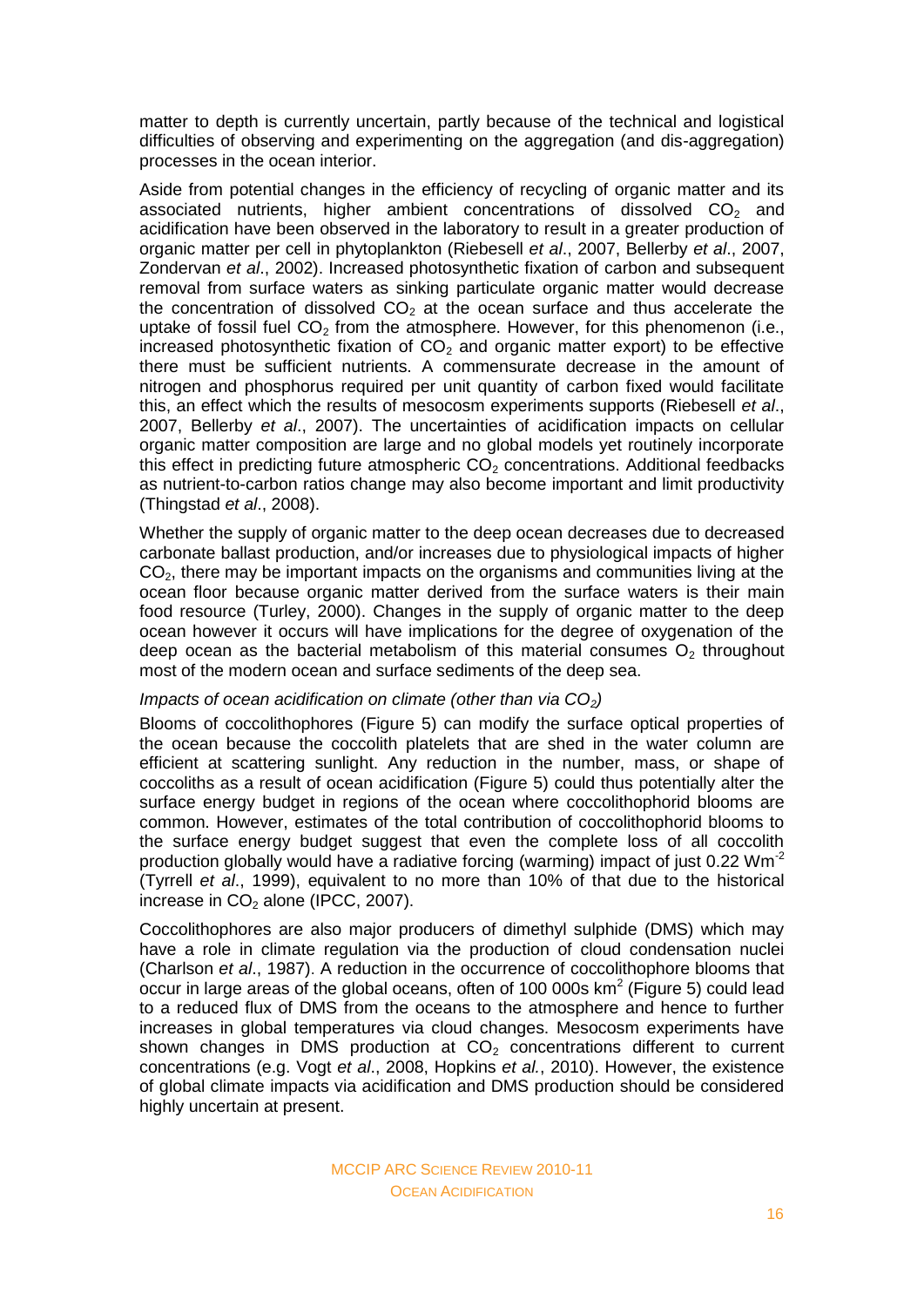matter to depth is currently uncertain, partly because of the technical and logistical difficulties of observing and experimenting on the aggregation (and dis-aggregation) processes in the ocean interior.

Aside from potential changes in the efficiency of recycling of organic matter and its associated nutrients, higher ambient concentrations of dissolved $CO_2$ and acidification have been observed in the laboratory to result in a greater production of organic matter per cell in phytoplankton (Riebesell *et al*., 2007, Bellerby *et al*., 2007, Zondervan *et al*., 2002). Increased photosynthetic fixation of carbon and subsequent removal from surface waters as sinking particulate organic matter would decrease the concentration of dissolved $CO_2$ at the ocean surface and thus accelerate the uptake of fossil fuel $CO_2$ from the atmosphere. However, for this phenomenon (i.e., increased photosynthetic fixation of $CO_2$ and organic matter export) to be effective there must be sufficient nutrients. A commensurate decrease in the amount of nitrogen and phosphorus required per unit quantity of carbon fixed would facilitate this, an effect which the results of mesocosm experiments supports (Riebesell *et al*., 2007, Bellerby *et al*., 2007). The uncertainties of acidification impacts on cellular organic matter composition are large and no global models yet routinely incorporate this effect in predicting future atmospheric $CO_2$ concentrations. Additional feedbacks as nutrient-to-carbon ratios change may also become important and limit productivity (Thingstad *et al*., 2008).

Whether the supply of organic matter to the deep ocean decreases due to decreased carbonate ballast production, and/or increases due to physiological impacts of higher $CO_2$, there may be important impacts on the organisms and communities living at the ocean floor because organic matter derived from the surface waters is their main food resource (Turley, 2000). Changes in the supply of organic matter to the deep ocean however it occurs will have implications for the degree of oxygenation of the deep ocean as the bacterial metabolism of this material consumes $O_2$ throughout most of the modern ocean and surface sediments of the deep sea.

*Impacts of ocean acidification on climate (other than via $CO_2$)*

Blooms of coccolithophores (Figure 5) can modify the surface optical properties of the ocean because the coccolith platelets that are shed in the water column are efficient at scattering sunlight. Any reduction in the number, mass, or shape of coccoliths as a result of ocean acidification (Figure 5) could thus potentially alter the surface energy budget in regions of the ocean where coccolithophorid blooms are common. However, estimates of the total contribution of coccolithophorid blooms to the surface energy budget suggest that even the complete loss of all coccolith production globally would have a radiative forcing (warming) impact of just 0.22 $Wm^{-2}$ (Tyrrell *et al*., 1999), equivalent to no more than 10% of that due to the historical increase in $CO_2$ alone (IPCC, 2007).

Coccolithophores are also major producers of dimethyl sulphide (DMS) which may have a role in climate regulation via the production of cloud condensation nuclei (Charlson *et al*., 1987). A reduction in the occurrence of coccolithophore blooms that occur in large areas of the global oceans, often of 100 000s $km^2$ (Figure 5) could lead to a reduced flux of DMS from the oceans to the atmosphere and hence to further increases in global temperatures via cloud changes. Mesocosm experiments have shown changes in DMS production at $CO_2$ concentrations different to current concentrations (e.g. Vogt *et al*., 2008, Hopkins *et al.*, 2010). However, the existence of global climate impacts via acidification and DMS production should be considered highly uncertain at present.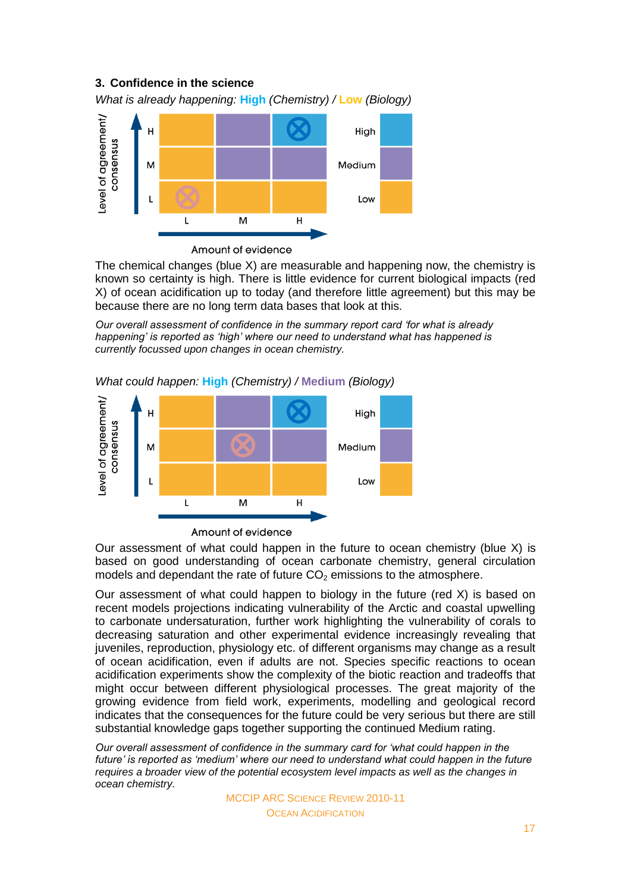### 3. Confidence in the science

*What is already happening:* **High** *(Chemistry) /* **Low** *(Biology)*

The chemical changes (blue X) are measurable and happening now, the chemistry is known so certainty is high. There is little evidence for current biological impacts (red X) of ocean acidification up to today (and therefore little agreement) but this may be because there are no long term data bases that look at this.

*Our overall assessment of confidence in the summary report card 'for what is already happening' is reported as 'high' where our need to understand what has happened is currently focussed upon changes in ocean chemistry.*

*What could happen:* **High** *(Chemistry) /* **Medium** *(Biology)*

Our assessment of what could happen in the future to ocean chemistry (blue X) is based on good understanding of ocean carbonate chemistry, general circulation models and dependant the rate of future $CO_2$ emissions to the atmosphere.

Our assessment of what could happen to biology in the future (red X) is based on recent models projections indicating vulnerability of the Arctic and coastal upwelling to carbonate undersaturation, further work highlighting the vulnerability of corals to decreasing saturation and other experimental evidence increasingly revealing that juveniles, reproduction, physiology etc. of different organisms may change as a result of ocean acidification, even if adults are not. Species specific reactions to ocean acidification experiments show the complexity of the biotic reaction and tradeoffs that might occur between different physiological processes. The great majority of the growing evidence from field work, experiments, modelling and geological record indicates that the consequences for the future could be very serious but there are still substantial knowledge gaps together supporting the continued Medium rating.

*Our overall assessment of confidence in the summary card for 'what could happen in the future' is reported as 'medium' where our need to understand what could happen in the future requires a broader view of the potential ecosystem level impacts as well as the changes in ocean chemistry.*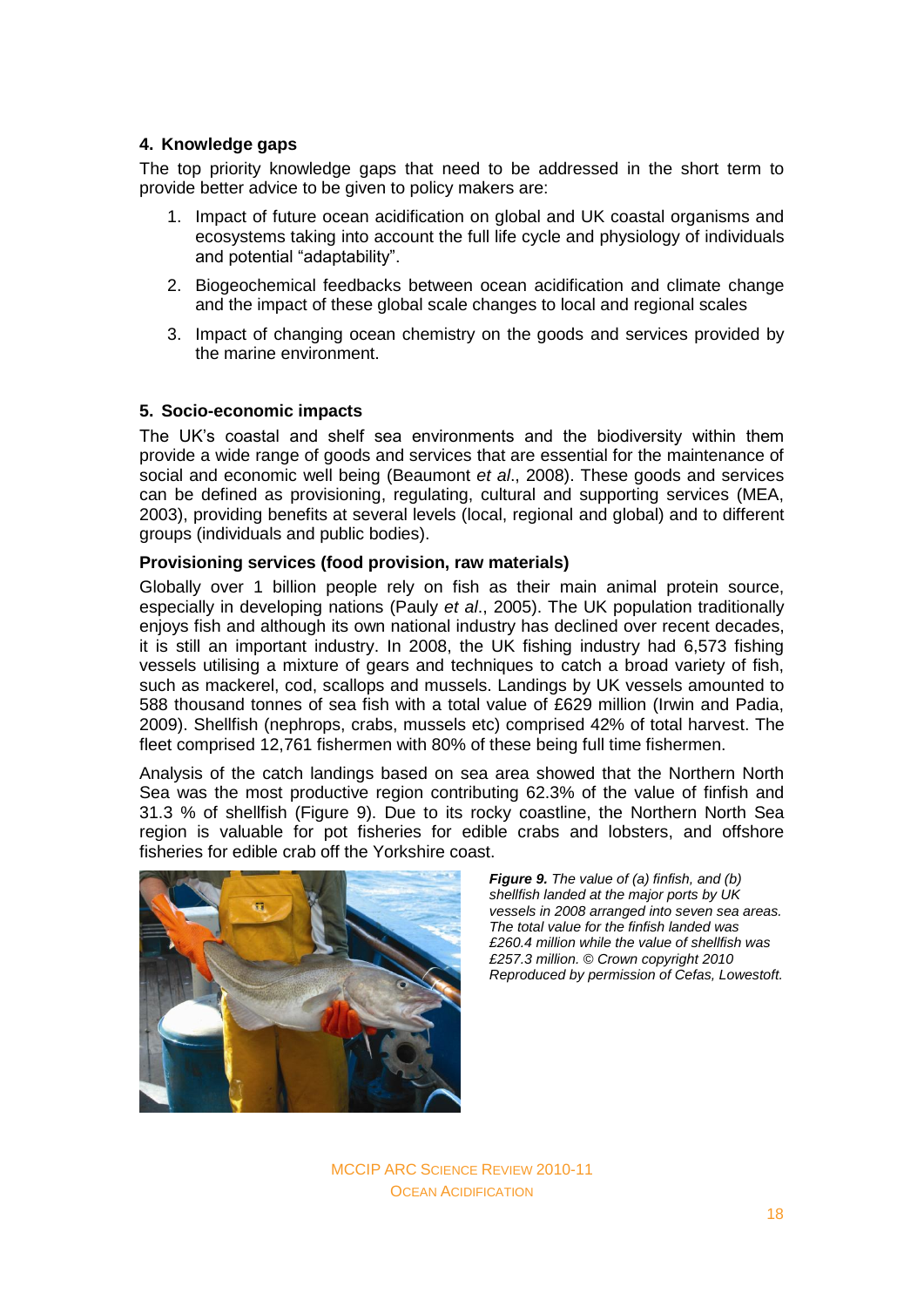## 4. Knowledge gaps

The top priority knowledge gaps that need to be addressed in the short term to provide better advice to be given to policy makers are:

1. Impact of future ocean acidification on global and UK coastal organisms and ecosystems taking into account the full life cycle and physiology of individuals and potential "adaptability".
2. Biogeochemical feedbacks between ocean acidification and climate change and the impact of these global scale changes to local and regional scales
3. Impact of changing ocean chemistry on the goods and services provided by the marine environment.

## 5. Socio-economic impacts

The UK's coastal and shelf sea environments and the biodiversity within them provide a wide range of goods and services that are essential for the maintenance of social and economic well being (Beaumont *et al*., 2008). These goods and services can be defined as provisioning, regulating, cultural and supporting services (MEA, 2003), providing benefits at several levels (local, regional and global) and to different groups (individuals and public bodies).

### Provisioning services (food provision, raw materials)

Globally over 1 billion people rely on fish as their main animal protein source, especially in developing nations (Pauly *et al*., 2005). The UK population traditionally enjoys fish and although its own national industry has declined over recent decades, it is still an important industry. In 2008, the UK fishing industry had 6,573 fishing vessels utilising a mixture of gears and techniques to catch a broad variety of fish, such as mackerel, cod, scallops and mussels. Landings by UK vessels amounted to 588 thousand tonnes of sea fish with a total value of £629 million (Irwin and Padia, 2009). Shellfish (nephrops, crabs, mussels etc) comprised 42% of total harvest. The fleet comprised 12,761 fishermen with 80% of these being full time fishermen.

Analysis of the catch landings based on sea area showed that the Northern North Sea was the most productive region contributing 62.3% of the value of finfish and 31.3 % of shellfish (Figure 9). Due to its rocky coastline, the Northern North Sea region is valuable for pot fisheries for edible crabs and lobsters, and offshore fisheries for edible crab off the Yorkshire coast.

***Figure 9.*** *The value of (a) finfish, and (b) shellfish landed at the major ports by UK vessels in 2008 arranged into seven sea areas. The total value for the finfish landed was £260.4 million while the value of shellfish was £257.3 million. © Crown copyright 2010 Reproduced by permission of Cefas, Lowestoft.*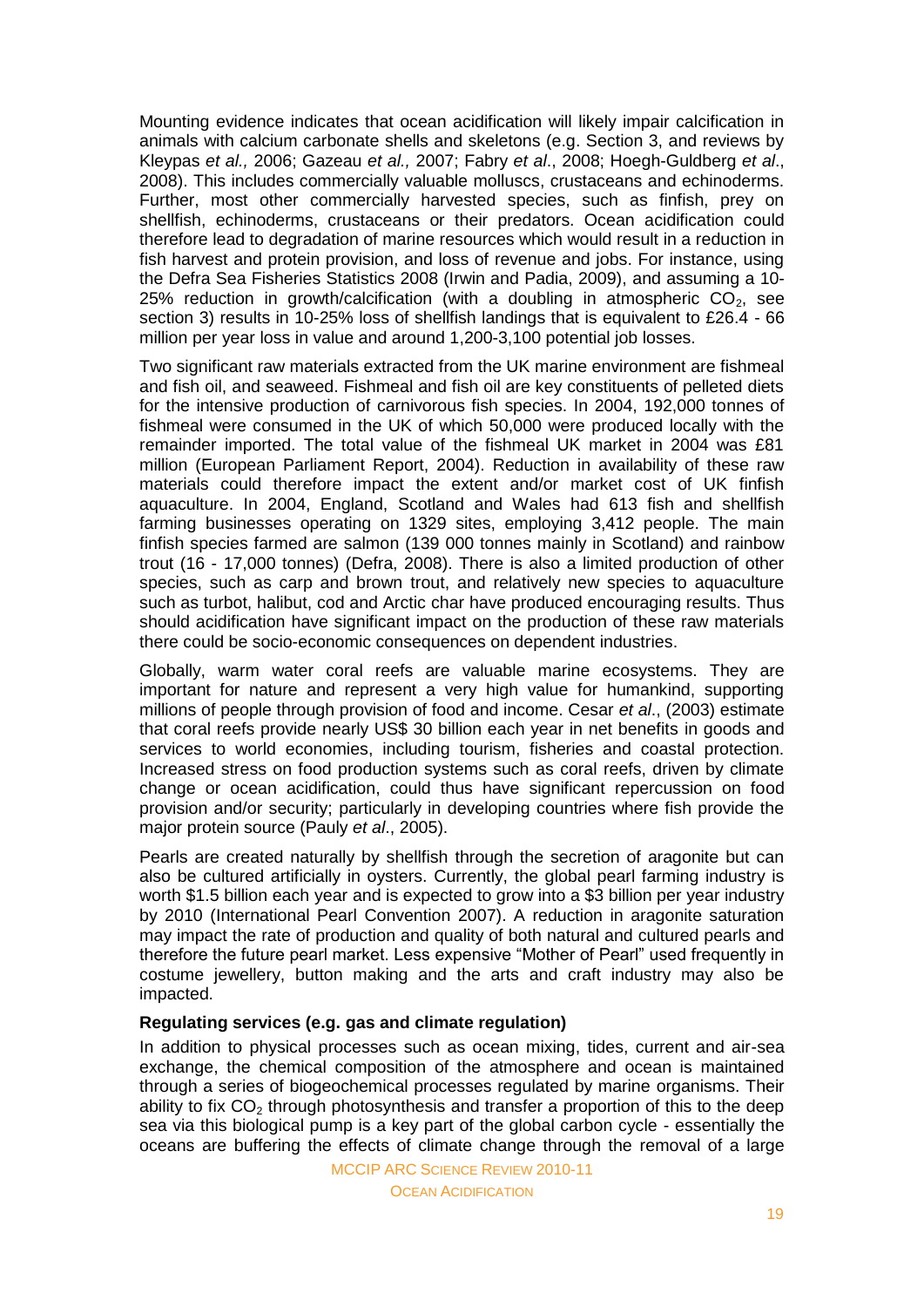Mounting evidence indicates that ocean acidification will likely impair calcification in animals with calcium carbonate shells and skeletons (e.g. Section 3, and reviews by Kleypas *et al.,* 2006; Gazeau *et al.,* 2007; Fabry *et al*., 2008; Hoegh-Guldberg *et al*., 2008). This includes commercially valuable molluscs, crustaceans and echinoderms. Further, most other commercially harvested species, such as finfish, prey on shellfish, echinoderms, crustaceans or their predators. Ocean acidification could therefore lead to degradation of marine resources which would result in a reduction in fish harvest and protein provision, and loss of revenue and jobs. For instance, using the Defra Sea Fisheries Statistics 2008 (Irwin and Padia, 2009), and assuming a 10-25% reduction in growth/calcification (with a doubling in atmospheric $CO_2$, see section 3) results in 10-25% loss of shellfish landings that is equivalent to £26.4 - 66 million per year loss in value and around 1,200-3,100 potential job losses.

Two significant raw materials extracted from the UK marine environment are fishmeal and fish oil, and seaweed. Fishmeal and fish oil are key constituents of pelleted diets for the intensive production of carnivorous fish species. In 2004, 192,000 tonnes of fishmeal were consumed in the UK of which 50,000 were produced locally with the remainder imported. The total value of the fishmeal UK market in 2004 was £81 million (European Parliament Report, 2004). Reduction in availability of these raw materials could therefore impact the extent and/or market cost of UK finfish aquaculture. In 2004, England, Scotland and Wales had 613 fish and shellfish farming businesses operating on 1329 sites, employing 3,412 people. The main finfish species farmed are salmon (139 000 tonnes mainly in Scotland) and rainbow trout (16 - 17,000 tonnes) (Defra, 2008). There is also a limited production of other species, such as carp and brown trout, and relatively new species to aquaculture such as turbot, halibut, cod and Arctic char have produced encouraging results. Thus should acidification have significant impact on the production of these raw materials there could be socio-economic consequences on dependent industries.

Globally, warm water coral reefs are valuable marine ecosystems. They are important for nature and represent a very high value for humankind, supporting millions of people through provision of food and income. Cesar *et al*., (2003) estimate that coral reefs provide nearly US$ 30 billion each year in net benefits in goods and services to world economies, including tourism, fisheries and coastal protection. Increased stress on food production systems such as coral reefs, driven by climate change or ocean acidification, could thus have significant repercussion on food provision and/or security; particularly in developing countries where fish provide the major protein source (Pauly *et al*., 2005).

Pearls are created naturally by shellfish through the secretion of aragonite but can also be cultured artificially in oysters. Currently, the global pearl farming industry is worth $1.5 billion each year and is expected to grow into a $3 billion per year industry by 2010 (International Pearl Convention 2007). A reduction in aragonite saturation may impact the rate of production and quality of both natural and cultured pearls and therefore the future pearl market. Less expensive "Mother of Pearl" used frequently in costume jewellery, button making and the arts and craft industry may also be impacted.

**Regulating services (e.g. gas and climate regulation)**

In addition to physical processes such as ocean mixing, tides, current and air-sea exchange, the chemical composition of the atmosphere and ocean is maintained through a series of biogeochemical processes regulated by marine organisms. Their ability to fix $CO_2$ through photosynthesis and transfer a proportion of this to the deep sea via this biological pump is a key part of the global carbon cycle - essentially the oceans are buffering the effects of climate change through the removal of a large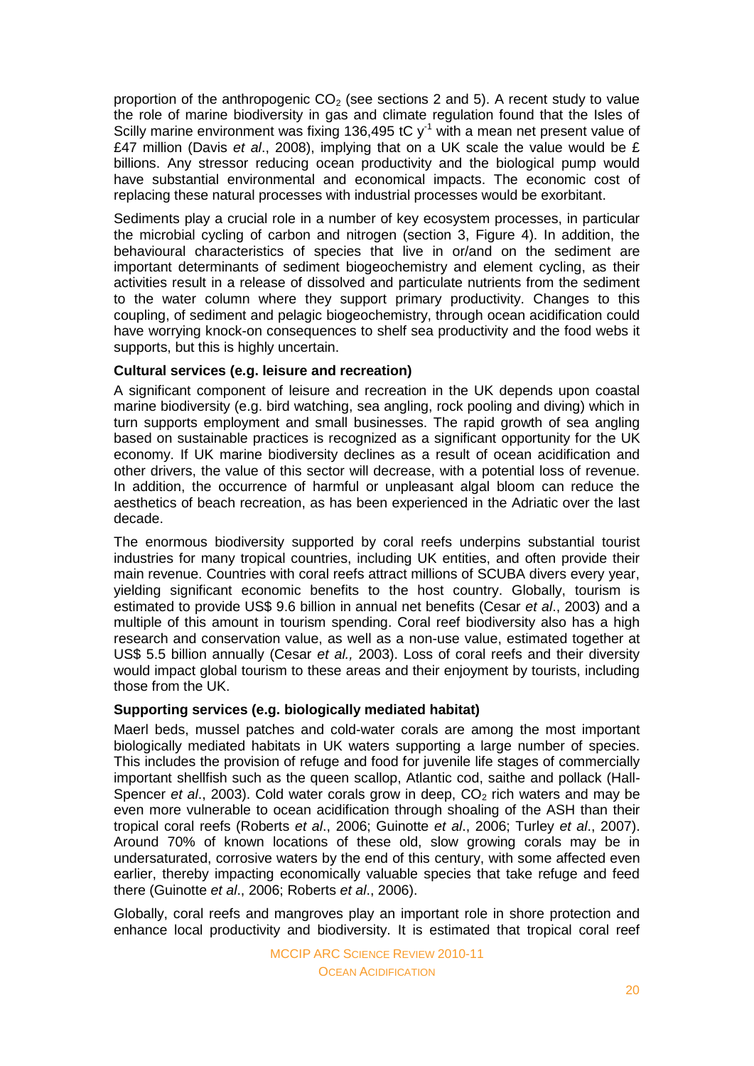proportion of the anthropogenic $CO_2$ (see sections 2 and 5). A recent study to value the role of marine biodiversity in gas and climate regulation found that the Isles of Scilly marine environment was fixing 136,495 tC $y^{-1}$ with a mean net present value of £47 million (Davis *et al*., 2008), implying that on a UK scale the value would be £ billions. Any stressor reducing ocean productivity and the biological pump would have substantial environmental and economical impacts. The economic cost of replacing these natural processes with industrial processes would be exorbitant.

Sediments play a crucial role in a number of key ecosystem processes, in particular the microbial cycling of carbon and nitrogen (section 3, Figure 4). In addition, the behavioural characteristics of species that live in or/and on the sediment are important determinants of sediment biogeochemistry and element cycling, as their activities result in a release of dissolved and particulate nutrients from the sediment to the water column where they support primary productivity. Changes to this coupling, of sediment and pelagic biogeochemistry, through ocean acidification could have worrying knock-on consequences to shelf sea productivity and the food webs it supports, but this is highly uncertain.

**Cultural services (e.g. leisure and recreation)**

A significant component of leisure and recreation in the UK depends upon coastal marine biodiversity (e.g. bird watching, sea angling, rock pooling and diving) which in turn supports employment and small businesses. The rapid growth of sea angling based on sustainable practices is recognized as a significant opportunity for the UK economy. If UK marine biodiversity declines as a result of ocean acidification and other drivers, the value of this sector will decrease, with a potential loss of revenue. In addition, the occurrence of harmful or unpleasant algal bloom can reduce the aesthetics of beach recreation, as has been experienced in the Adriatic over the last decade.

The enormous biodiversity supported by coral reefs underpins substantial tourist industries for many tropical countries, including UK entities, and often provide their main revenue. Countries with coral reefs attract millions of SCUBA divers every year, yielding significant economic benefits to the host country. Globally, tourism is estimated to provide US$ 9.6 billion in annual net benefits (Cesar *et al*., 2003) and a multiple of this amount in tourism spending. Coral reef biodiversity also has a high research and conservation value, as well as a non-use value, estimated together at US$ 5.5 billion annually (Cesar *et al.,* 2003). Loss of coral reefs and their diversity would impact global tourism to these areas and their enjoyment by tourists, including those from the UK.

**Supporting services (e.g. biologically mediated habitat)**

Maerl beds, mussel patches and cold-water corals are among the most important biologically mediated habitats in UK waters supporting a large number of species. This includes the provision of refuge and food for juvenile life stages of commercially important shellfish such as the queen scallop, Atlantic cod, saithe and pollack (Hall-Spencer *et al*., 2003). Cold water corals grow in deep, $CO_2$ rich waters and may be even more vulnerable to ocean acidification through shoaling of the ASH than their tropical coral reefs (Roberts *et al*., 2006; Guinotte *et al*., 2006; Turley *et al*., 2007). Around 70% of known locations of these old, slow growing corals may be in undersaturated, corrosive waters by the end of this century, with some affected even earlier, thereby impacting economically valuable species that take refuge and feed there (Guinotte *et al*., 2006; Roberts *et al*., 2006).

Globally, coral reefs and mangroves play an important role in shore protection and enhance local productivity and biodiversity. It is estimated that tropical coral reef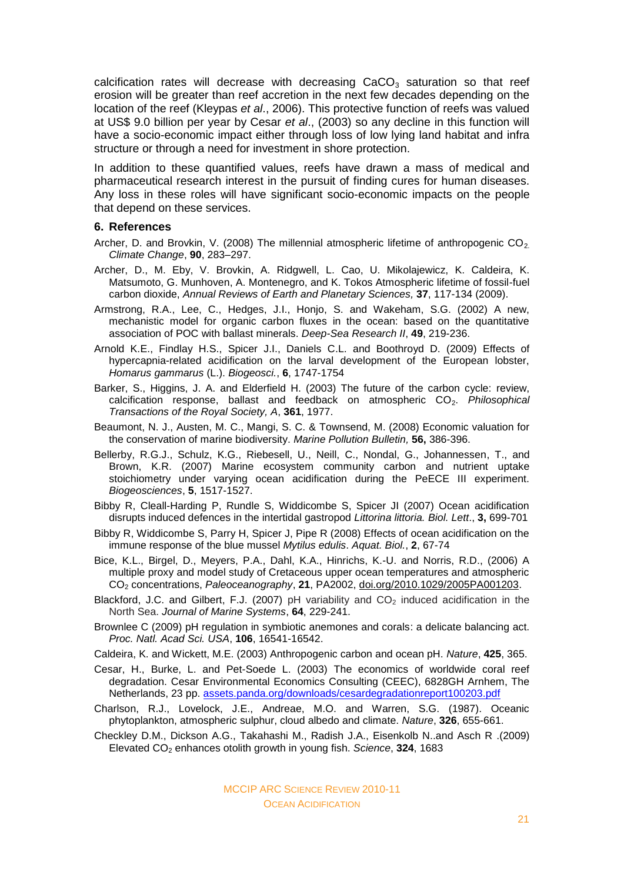calcification rates will decrease with decreasing $CaCO_3$ saturation so that reef erosion will be greater than reef accretion in the next few decades depending on the location of the reef (Kleypas *et al*., 2006). This protective function of reefs was valued at US$ 9.0 billion per year by Cesar *et al*., (2003) so any decline in this function will have a socio-economic impact either through loss of low lying land habitat and infra structure or through a need for investment in shore protection.

In addition to these quantified values, reefs have drawn a mass of medical and pharmaceutical research interest in the pursuit of finding cures for human diseases. Any loss in these roles will have significant socio-economic impacts on the people that depend on these services.

## 6. References

Archer, D. and Brovkin, V. (2008) The millennial atmospheric lifetime of anthropogenic $CO_2$. *Climate Change*, **90**, 283–297.

Archer, D., M. Eby, V. Brovkin, A. Ridgwell, L. Cao, U. Mikolajewicz, K. Caldeira, K. Matsumoto, G. Munhoven, A. Montenegro, and K. Tokos Atmospheric lifetime of fossil-fuel carbon dioxide, *Annual Reviews of Earth and Planetary Sciences,* **37**, 117-134 (2009).

Armstrong, R.A., Lee, C., Hedges, J.I., Honjo, S. and Wakeham, S.G. (2002) A new, mechanistic model for organic carbon fluxes in the ocean: based on the quantitative association of POC with ballast minerals. *Deep-Sea Research II*, **49**, 219-236.

Arnold K.E., Findlay H.S., Spicer J.I., Daniels C.L. and Boothroyd D. (2009) Effects of hypercapnia-related acidification on the larval development of the European lobster, *Homarus gammarus* (L.). *Biogeosci.*, **6**, 1747-1754

Barker, S., Higgins, J. A. and Elderfield H. (2003) The future of the carbon cycle: review, calcification response, ballast and feedback on atmospheric $CO_2$. *Philosophical Transactions of the Royal Society, A*, **361**, 1977.

Beaumont, N. J., Austen, M. C., Mangi, S. C. & Townsend, M. (2008) Economic valuation for the conservation of marine biodiversity. *Marine Pollution Bulletin,* **56,** 386-396.

Bellerby, R.G.J., Schulz, K.G., Riebesell, U., Neill, C., Nondal, G., Johannessen, T., and Brown, K.R. (2007) Marine ecosystem community carbon and nutrient uptake stoichiometry under varying ocean acidification during the PeECE III experiment. *Biogeosciences*, **5**, 1517-1527.

Bibby R, Cleall-Harding P, Rundle S, Widdicombe S, Spicer JI (2007) Ocean acidification disrupts induced defences in the intertidal gastropod *Littorina littoria. Biol. Lett*., **3,** 699-701

Bibby R, Widdicombe S, Parry H, Spicer J, Pipe R (2008) Effects of ocean acidification on the immune response of the blue mussel *Mytilus edulis*. *Aquat. Biol.*, **2**, 67-74

Bice, K.L., Birgel, D., Meyers, P.A., Dahl, K.A., Hinrichs, K.-U. and Norris, R.D., (2006) A multiple proxy and model study of Cretaceous upper ocean temperatures and atmospheric $CO_2$ concentrations, *Paleoceanography*, **21**, PA2002, doi.org/2010.1029/2005PA001203.

Blackford, J.C. and Gilbert, F.J. (2007) pH variability and $CO_2$ induced acidification in the North Sea. *Journal of Marine Systems*, **64**, 229-241.

Brownlee C (2009) pH regulation in symbiotic anemones and corals: a delicate balancing act. *Proc. Natl. Acad Sci. USA*, **106**, 16541-16542.

Caldeira, K. and Wickett, M.E. (2003) Anthropogenic carbon and ocean pH. *Nature*, **425**, 365.

Cesar, H., Burke, L. and Pet-Soede L. (2003) The economics of worldwide coral reef degradation. Cesar Environmental Economics Consulting (CEEC), 6828GH Arnhem, The Netherlands, 23 pp. assets.panda.org/downloads/cesardegradationreport100203.pdf

Charlson, R.J., Lovelock, J.E., Andreae, M.O. and Warren, S.G. (1987). Oceanic phytoplankton, atmospheric sulphur, cloud albedo and climate. *Nature*, **326**, 655-661.

Checkley D.M., Dickson A.G., Takahashi M., Radish J.A., Eisenkolb N..and Asch R .(2009) Elevated $CO_2$ enhances otolith growth in young fish. *Science*, **324**, 1683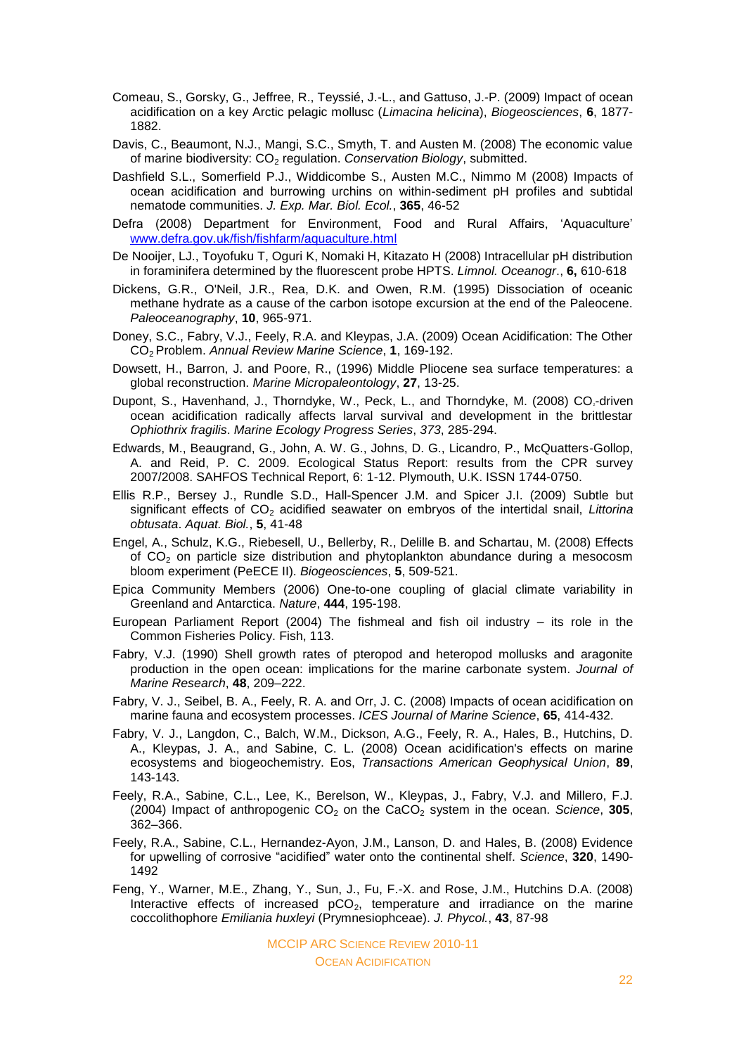Comeau, S., Gorsky, G., Jeffree, R., Teyssié, J.-L., and Gattuso, J.-P. (2009) Impact of ocean acidification on a key Arctic pelagic mollusc (*Limacina helicina*), *Biogeosciences*, **6**, 1877-1882.

Davis, C., Beaumont, N.J., Mangi, S.C., Smyth, T. and Austen M. (2008) The economic value of marine biodiversity: $CO_2$ regulation. *Conservation Biology*, submitted.

Dashfield S.L., Somerfield P.J., Widdicombe S., Austen M.C., Nimmo M (2008) Impacts of ocean acidification and burrowing urchins on within-sediment pH profiles and subtidal nematode communities. *J. Exp. Mar. Biol. Ecol.*, **365**, 46-52

Defra (2008) Department for Environment, Food and Rural Affairs, 'Aquaculture' [www.defra.gov.uk/fish/fishfarm/aquaculture.html](www.defra.gov.uk/fish/fishfarm/aquaculture.html)

De Nooijer, LJ., Toyofuku T, Oguri K, Nomaki H, Kitazato H (2008) Intracellular pH distribution in foraminifera determined by the fluorescent probe HPTS. *Limnol. Oceanogr.*, **6,** 610-618

Dickens, G.R., O'Neil, J.R., Rea, D.K. and Owen, R.M. (1995) Dissociation of oceanic methane hydrate as a cause of the carbon isotope excursion at the end of the Paleocene. *Paleoceanography*, **10**, 965-971.

Doney, S.C., Fabry, V.J., Feely, R.A. and Kleypas, J.A. (2009) Ocean Acidification: The Other $CO_2$ Problem. *Annual Review Marine Science*, **1**, 169-192.

Dowsett, H., Barron, J. and Poore, R., (1996) Middle Pliocene sea surface temperatures: a global reconstruction. *Marine Micropaleontology*, **27**, 13-25.

Dupont, S., Havenhand, J., Thorndyke, W., Peck, L., and Thorndyke, M. (2008) $CO_2$-driven ocean acidification radically affects larval survival and development in the brittlestar *Ophiothrix fragilis*. *Marine Ecology Progress Series*, *373*, 285-294.

Edwards, M., Beaugrand, G., John, A. W. G., Johns, D. G., Licandro, P., McQuatters-Gollop, A. and Reid, P. C. 2009. Ecological Status Report: results from the CPR survey 2007/2008. SAHFOS Technical Report, 6: 1-12. Plymouth, U.K. ISSN 1744-0750.

Ellis R.P., Bersey J., Rundle S.D., Hall-Spencer J.M. and Spicer J.I. (2009) Subtle but significant effects of $CO_2$ acidified seawater on embryos of the intertidal snail, *Littorina obtusata*. *Aquat. Biol.*, **5**, 41-48

Engel, A., Schulz, K.G., Riebesell, U., Bellerby, R., Delille B. and Schartau, M. (2008) Effects of $CO_2$ on particle size distribution and phytoplankton abundance during a mesocosm bloom experiment (PeECE II). *Biogeosciences*, **5**, 509-521.

Epica Community Members (2006) One-to-one coupling of glacial climate variability in Greenland and Antarctica. *Nature*, **444**, 195-198.

European Parliament Report (2004) The fishmeal and fish oil industry – its role in the Common Fisheries Policy. Fish, 113.

Fabry, V.J. (1990) Shell growth rates of pteropod and heteropod mollusks and aragonite production in the open ocean: implications for the marine carbonate system. *Journal of Marine Research*, **48**, 209–222.

Fabry, V. J., Seibel, B. A., Feely, R. A. and Orr, J. C. (2008) Impacts of ocean acidification on marine fauna and ecosystem processes. *ICES Journal of Marine Science*, **65**, 414-432.

Fabry, V. J., Langdon, C., Balch, W.M., Dickson, A.G., Feely, R. A., Hales, B., Hutchins, D. A., Kleypas, J. A., and Sabine, C. L. (2008) Ocean acidification's effects on marine ecosystems and biogeochemistry. Eos, *Transactions American Geophysical Union*, **89**, 143-143.

Feely, R.A., Sabine, C.L., Lee, K., Berelson, W., Kleypas, J., Fabry, V.J. and Millero, F.J. (2004) Impact of anthropogenic $CO_2$ on the $CaCO_2$ system in the ocean. *Science*, **305**, 362–366.

Feely, R.A., Sabine, C.L., Hernandez-Ayon, J.M., Lanson, D. and Hales, B. (2008) Evidence for upwelling of corrosive "acidified" water onto the continental shelf. *Science*, **320**, 1490-1492

Feng, Y., Warner, M.E., Zhang, Y., Sun, J., Fu, F.-X. and Rose, J.M., Hutchins D.A. (2008) Interactive effects of increased $pCO_2$, temperature and irradiance on the marine coccolithophore *Emiliania huxleyi* (Prymnesiophceae). *J. Phycol.*, **43**, 87-98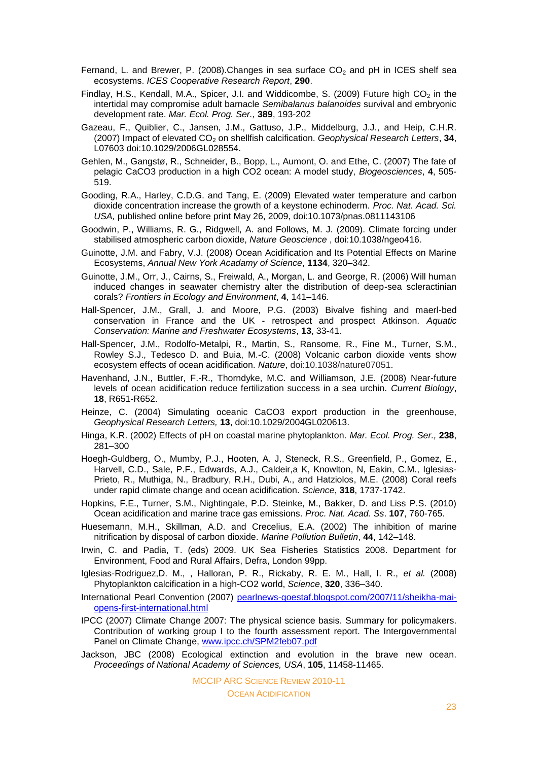Fernand, L. and Brewer, P. (2008).Changes in sea surface $CO_2$ and pH in ICES shelf sea ecosystems. *ICES Cooperative Research Report*, **290**.

Findlay, H.S., Kendall, M.A., Spicer, J.I. and Widdicombe, S. (2009) Future high $CO_2$ in the intertidal may compromise adult barnacle *Semibalanus balanoides* survival and embryonic development rate. *Mar. Ecol. Prog. Ser.,* **389**, 193-202

Gazeau, F., Quiblier, C., Jansen, J.M., Gattuso, J.P., Middelburg, J.J., and Heip, C.H.R. (2007) Impact of elevated $CO_2$ on shellfish calcification. *Geophysical Research Letters*, **34**, L07603 doi:10.1029/2006GL028554.

Gehlen, M., Gangstø, R., Schneider, B., Bopp, L., Aumont, O. and Ethe, C. (2007) The fate of pelagic CaCO3 production in a high CO2 ocean: A model study, *Biogeosciences*, **4**, 505-519.

Gooding, R.A., Harley, C.D.G. and Tang, E. (2009) Elevated water temperature and carbon dioxide concentration increase the growth of a keystone echinoderm. *Proc. Nat. Acad. Sci. USA,* published online before print May 26, 2009, doi:10.1073/pnas.0811143106

Goodwin, P., Williams, R. G., Ridgwell, A. and Follows, M. J. (2009). Climate forcing under stabilised atmospheric carbon dioxide, *Nature Geoscience* , doi:10.1038/ngeo416.

Guinotte, J.M. and Fabry, V.J. (2008) Ocean Acidification and Its Potential Effects on Marine Ecosystems, *Annual New York Acadamy of Science*, **1134**, 320–342.

Guinotte, J.M., Orr, J., Cairns, S., Freiwald, A., Morgan, L. and George, R. (2006) Will human induced changes in seawater chemistry alter the distribution of deep-sea scleractinian corals? *Frontiers in Ecology and Environment*, **4**, 141–146.

Hall-Spencer, J.M., Grall, J. and Moore, P.G. (2003) Bivalve fishing and maerl-bed conservation in France and the UK - retrospect and prospect Atkinson. *Aquatic Conservation: Marine and Freshwater Ecosystems*, **13**, 33-41.

Hall-Spencer, J.M., Rodolfo-Metalpi, R., Martin, S., Ransome, R., Fine M., Turner, S.M., Rowley S.J., Tedesco D. and Buia, M.-C. (2008) Volcanic carbon dioxide vents show ecosystem effects of ocean acidification. *Nature*, doi:10.1038/nature07051.

Havenhand, J.N., Buttler, F.-R., Thorndyke, M.C. and Williamson, J.E. (2008) Near-future levels of ocean acidification reduce fertilization success in a sea urchin. *Current Biology*, **18**, R651-R652.

Heinze, C. (2004) Simulating oceanic CaCO3 export production in the greenhouse, *Geophysical Research Letters,* **13**, doi:10.1029/2004GL020613.

Hinga, K.R. (2002) Effects of pH on coastal marine phytoplankton. *Mar. Ecol. Prog. Ser.,* **238**, 281–300

Hoegh-Guldberg, O., Mumby, P.J., Hooten, A. J, Steneck, R.S., Greenfield, P., Gomez, E., Harvell, C.D., Sale, P.F., Edwards, A.J., Caldeir,a K, Knowlton, N, Eakin, C.M., Iglesias-Prieto, R., Muthiga, N., Bradbury, R.H., Dubi, A., and Hatziolos, M.E. (2008) Coral reefs under rapid climate change and ocean acidification. *Science*, **318**, 1737-1742.

Hopkins, F.E., Turner, S.M., Nightingale, P.D. Steinke, M., Bakker, D. and Liss P.S. (2010) Ocean acidification and marine trace gas emissions. *Proc. Nat. Acad. Ss*. **107**, 760-765.

Huesemann, M.H., Skillman, A.D. and Crecelius, E.A. (2002) The inhibition of marine nitrification by disposal of carbon dioxide. *Marine Pollution Bulletin*, **44**, 142–148.

Irwin, C. and Padia, T. (eds) 2009. UK Sea Fisheries Statistics 2008. Department for Environment, Food and Rural Affairs, Defra, London 99pp.

Iglesias-Rodriguez,D. M., , Halloran, P. R., Rickaby, R. E. M., Hall, I. R., *et al.* (2008) Phytoplankton calcification in a high-CO2 world, *Science*, **320**, 336–340.

International Pearl Convention (2007) [pearlnews-goestaf.blogspot.com/2007/11/sheikha-mai-opens-first-international.html](pearlnews-goestaf.blogspot.com/2007/11/sheikha-mai-opens-first-international.html)

IPCC (2007) Climate Change 2007: The physical science basis. Summary for policymakers. Contribution of working group I to the fourth assessment report. The Intergovernmental Panel on Climate Change, [www.ipcc.ch/SPM2feb07.pdf](www.ipcc.ch/SPM2feb07.pdf)

Jackson, JBC (2008) Ecological extinction and evolution in the brave new ocean. *Proceedings of National Academy of Sciences, USA*, **105**, 11458-11465.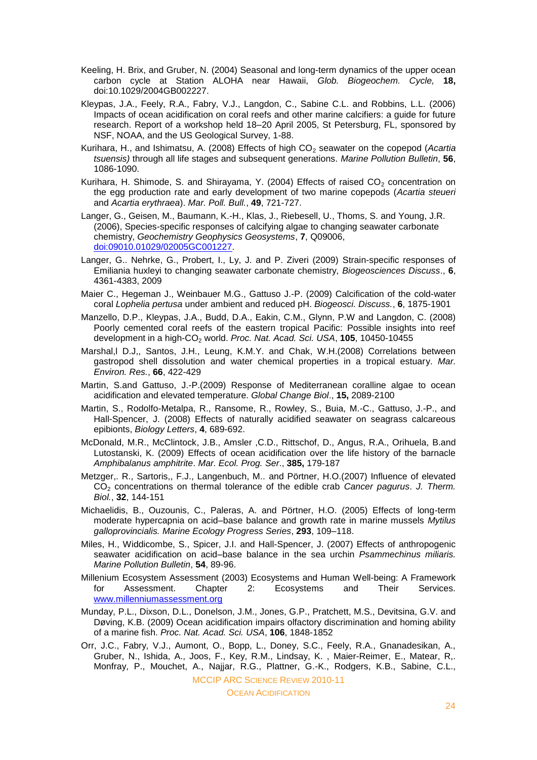Keeling, H. Brix, and Gruber, N. (2004) Seasonal and long-term dynamics of the upper ocean carbon cycle at Station ALOHA near Hawaii, *Glob. Biogeochem. Cycle,* **18,** doi:10.1029/2004GB002227.

Kleypas, J.A., Feely, R.A., Fabry, V.J., Langdon, C., Sabine C.L. and Robbins, L.L. (2006) Impacts of ocean acidification on coral reefs and other marine calcifiers: a guide for future research. Report of a workshop held 18–20 April 2005, St Petersburg, FL, sponsored by NSF, NOAA, and the US Geological Survey, 1-88.

Kurihara, H., and Ishimatsu, A. (2008) Effects of high $CO_2$ seawater on the copepod (*Acartia tsuensis)* through all life stages and subsequent generations. *Marine Pollution Bulletin*, **56**, 1086-1090.

Kurihara, H. Shimode, S. and Shirayama, Y. (2004) Effects of raised $CO_2$ concentration on the egg production rate and early development of two marine copepods (*Acartia steueri* and *Acartia erythraea*). *Mar. Poll. Bull.*, **49**, 721-727.

Langer, G., Geisen, M., Baumann, K.-H., Klas, J., Riebesell, U., Thoms, S. and Young, J.R. (2006), Species-specific responses of calcifying algae to changing seawater carbonate chemistry, *Geochemistry Geophysics Geosystems*, **7**, Q09006, [doi:09010.01029/02005GC001227](doi:09010.01029/02005GC001227).

Langer, G.. Nehrke, G., Probert, I., Ly, J. and P. Ziveri (2009) Strain-specific responses of Emiliania huxleyi to changing seawater carbonate chemistry, *Biogeosciences Discuss*., **6**, 4361-4383, 2009

Maier C., Hegeman J., Weinbauer M.G., Gattuso J.-P. (2009) Calcification of the cold-water coral *Lophelia pertusa* under ambient and reduced pH. *Biogeosci. Discuss.*, **6**, 1875-1901

Manzello, D.P., Kleypas, J.A., Budd, D.A., Eakin, C.M., Glynn, P.W and Langdon, C. (2008) Poorly cemented coral reefs of the eastern tropical Pacific: Possible insights into reef development in a high-$CO_2$ world. *Proc. Nat. Acad. Sci. USA*, **105**, 10450-10455

Marshal,l D.J,, Santos, J.H., Leung, K.M.Y. and Chak, W.H.(2008) Correlations between gastropod shell dissolution and water chemical properties in a tropical estuary. *Mar. Environ. Res.*, **66**, 422-429

Martin, S.and Gattuso, J.-P.(2009) Response of Mediterranean coralline algae to ocean acidification and elevated temperature. *Global Change Biol*., **15,** 2089-2100

Martin, S., Rodolfo-Metalpa, R., Ransome, R., Rowley, S., Buia, M.-C., Gattuso, J.-P., and Hall-Spencer, J. (2008) Effects of naturally acidified seawater on seagrass calcareous epibionts, *Biology Letters*, **4**, 689-692.

McDonald, M.R., McClintock, J.B., Amsler ,C.D., Rittschof, D., Angus, R.A., Orihuela, B.and Lutostanski, K. (2009) Effects of ocean acidification over the life history of the barnacle *Amphibalanus amphitrite*. *Mar. Ecol. Prog. Ser*., **385,** 179-187

Metzger,. R., Sartoris,, F.J., Langenbuch, M.. and Pörtner, H.O.(2007) Influence of elevated $CO_2$ concentrations on thermal tolerance of the edible crab *Cancer pagurus*. *J. Therm. Biol.*, **32**, 144-151

Michaelidis, B., Ouzounis, C., Paleras, A. and Pörtner, H.O. (2005) Effects of long-term moderate hypercapnia on acid–base balance and growth rate in marine mussels *Mytilus galloprovincialis. Marine Ecology Progress Series*, **293**, 109–118.

Miles, H., Widdicombe, S., Spicer, J.I. and Hall-Spencer, J. (2007) Effects of anthropogenic seawater acidification on acid–base balance in the sea urchin *Psammechinus miliaris. Marine Pollution Bulletin*, **54**, 89-96.

Millenium Ecosystem Assessment (2003) Ecosystems and Human Well-being: A Framework for Assessment. Chapter 2: Ecosystems and Their Services. [www.millenniumassessment.org](www.millenniumassessment.org)

Munday, P.L., Dixson, D.L., Donelson, J.M., Jones, G.P., Pratchett, M.S., Devitsina, G.V. and Døving, K.B. (2009) Ocean acidification impairs olfactory discrimination and homing ability of a marine fish. *Proc. Nat. Acad. Sci. USA*, **106**, 1848-1852

Orr, J.C., Fabry, V.J., Aumont, O., Bopp, L., Doney, S.C., Feely, R.A., Gnanadesikan, A., Gruber, N., Ishida, A., Joos, F., Key, R.M., Lindsay, K. , Maier-Reimer, E., Matear, R,. Monfray, P., Mouchet, A., Najjar, R.G., Plattner, G.-K., Rodgers, K.B., Sabine, C.L.,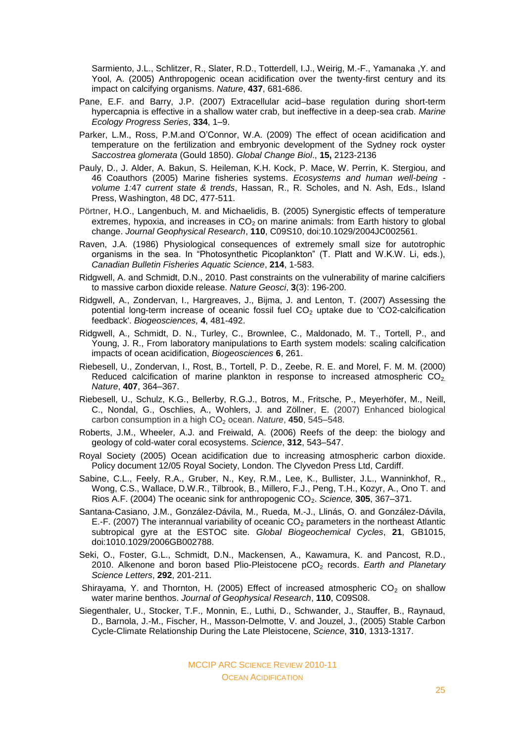Sarmiento, J.L., Schlitzer, R., Slater, R.D., Totterdell, I.J., Weirig, M.-F., Yamanaka ,Y. and Yool, A. (2005) Anthropogenic ocean acidification over the twenty-first century and its impact on calcifying organisms. *Nature*, **437**, 681-686.

Pane, E.F. and Barry, J.P. (2007) Extracellular acid–base regulation during short-term hypercapnia is effective in a shallow water crab, but ineffective in a deep-sea crab. *Marine Ecology Progress Series*, **334**, 1–9.

Parker, L.M., Ross, P.M.and O'Connor, W.A. (2009) The effect of ocean acidification and temperature on the fertilization and embryonic development of the Sydney rock oyster *Saccostrea glomerata* (Gould 1850). *Global Change Biol*., **15,** 2123-2136

Pauly, D., J. Alder, A. Bakun, S. Heileman, K.H. Kock, P. Mace, W. Perrin, K. Stergiou, and 46 Coauthors (2005) Marine fisheries systems. *Ecosystems and human well-being - volume 1*:47 *current state & trends*, Hassan, R., R. Scholes, and N. Ash, Eds., Island Press, Washington, 48 DC, 477-511.

Pörtner, H.O., Langenbuch, M. and Michaelidis, B. (2005) Synergistic effects of temperature extremes, hypoxia, and increases in $CO_2$ on marine animals: from Earth history to global change. *Journal Geophysical Research*, **110**, C09S10, doi:10.1029/2004JC002561.

Raven, J.A. (1986) Physiological consequences of extremely small size for autotrophic organisms in the sea. In "Photosynthetic Picoplankton" (T. Platt and W.K.W. Li, eds.), *Canadian Bulletin Fisheries Aquatic Science*, **214**, 1-583.

Ridgwell, A. and Schmidt, D.N., 2010. Past constraints on the vulnerability of marine calcifiers to massive carbon dioxide release. *Nature Geosci*, **3**(3): 196-200.

Ridgwell, A., Zondervan, I., Hargreaves, J., Bijma, J. and Lenton, T. (2007) Assessing the potential long-term increase of oceanic fossil fuel $CO_2$ uptake due to 'CO2-calcification feedback'. *Biogeosciences,* **4**, 481-492.

Ridgwell, A., Schmidt, D. N., Turley, C., Brownlee, C., Maldonado, M. T., Tortell, P., and Young, J. R., From laboratory manipulations to Earth system models: scaling calcification impacts of ocean acidification, *Biogeosciences* **6**, 261.

Riebesell, U., Zondervan, I., Rost, B., Tortell, P. D., Zeebe, R. E. and Morel, F. M. M. (2000) Reduced calcification of marine plankton in response to increased atmospheric $CO_2$. *Nature*, **407**, 364–367.

Riebesell, U., Schulz, K.G., Bellerby, R.G.J., Botros, M., Fritsche, P., Meyerhöfer, M., Neill, C., Nondal, G., Oschlies, A., Wohlers, J. and Zöllner, E. (2007) Enhanced biological carbon consumption in a high $CO_2$ ocean. *Nature*, **450**, 545–548.

Roberts, J.M., Wheeler, A.J. and Freiwald, A. (2006) Reefs of the deep: the biology and geology of cold-water coral ecosystems. *Science*, **312**, 543–547.

Royal Society (2005) Ocean acidification due to increasing atmospheric carbon dioxide. Policy document 12/05 Royal Society, London. The Clyvedon Press Ltd, Cardiff.

Sabine, C.L., Feely, R.A., Gruber, N., Key, R.M., Lee, K., Bullister, J.L., Wanninkhof, R., Wong, C.S., Wallace, D.W.R., Tilbrook, B., Millero, F.J., Peng, T.H., Kozyr, A., Ono T. and Rios A.F. (2004) The oceanic sink for anthropogenic $CO_2$. *Science,* **305**, 367–371.

Santana-Casiano, J.M., González-Dávila, M., Rueda, M.-J., Llinás, O. and González-Dávila, E.-F. (2007) The interannual variability of oceanic $CO_2$ parameters in the northeast Atlantic subtropical gyre at the ESTOC site. *Global Biogeochemical Cycles*, **21**, GB1015, doi:1010.1029/2006GB002788.

Seki, O., Foster, G.L., Schmidt, D.N., Mackensen, A., Kawamura, K. and Pancost, R.D., 2010. Alkenone and boron based Plio-Pleistocene $pCO_2$ records. *Earth and Planetary Science Letters*, **292**, 201-211.

Shirayama, Y. and Thornton, H. (2005) Effect of increased atmospheric $CO_2$ on shallow water marine benthos. *Journal of Geophysical Research*, **110**, C09S08.

Siegenthaler, U., Stocker, T.F., Monnin, E., Luthi, D., Schwander, J., Stauffer, B., Raynaud, D., Barnola, J.-M., Fischer, H., Masson-Delmotte, V. and Jouzel, J., (2005) Stable Carbon Cycle-Climate Relationship During the Late Pleistocene, *Science*, **310**, 1313-1317.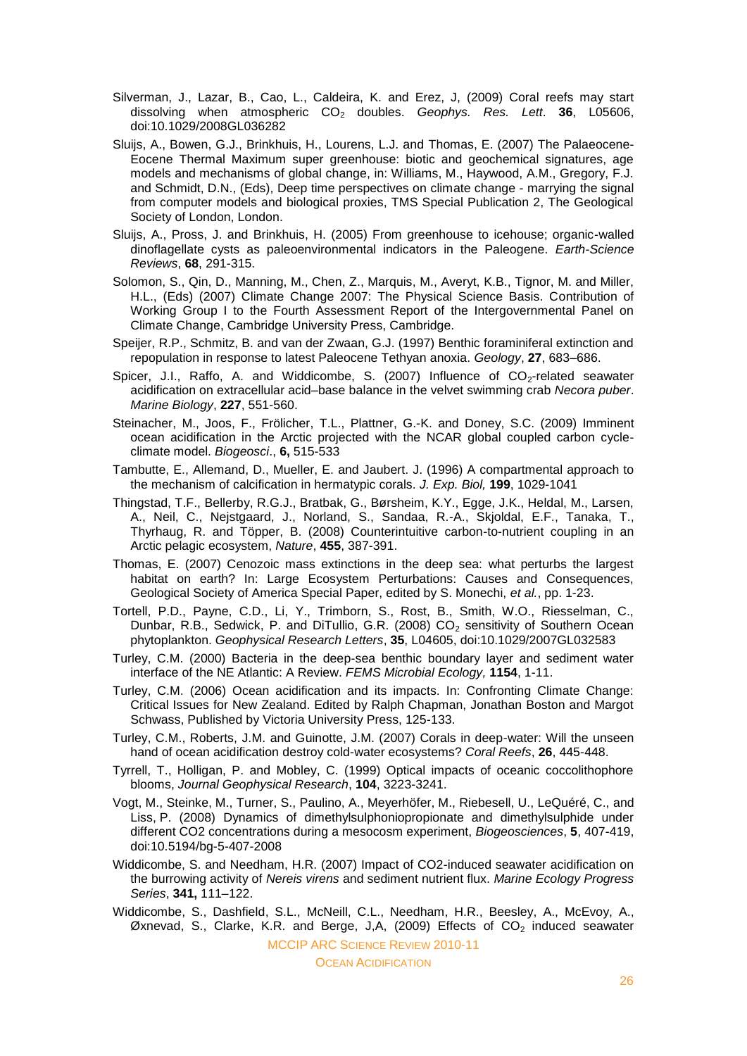Silverman, J., Lazar, B., Cao, L., Caldeira, K. and Erez, J, (2009) Coral reefs may start dissolving when atmospheric $CO_2$ doubles. *Geophys. Res. Lett*. **36**, L05606, doi:10.1029/2008GL036282

Sluijs, A., Bowen, G.J., Brinkhuis, H., Lourens, L.J. and Thomas, E. (2007) The Palaeocene-Eocene Thermal Maximum super greenhouse: biotic and geochemical signatures, age models and mechanisms of global change, in: Williams, M., Haywood, A.M., Gregory, F.J. and Schmidt, D.N., (Eds), Deep time perspectives on climate change - marrying the signal from computer models and biological proxies, TMS Special Publication 2, The Geological Society of London, London.

Sluijs, A., Pross, J. and Brinkhuis, H. (2005) From greenhouse to icehouse; organic-walled dinoflagellate cysts as paleoenvironmental indicators in the Paleogene. *Earth-Science Reviews*, **68**, 291-315.

Solomon, S., Qin, D., Manning, M., Chen, Z., Marquis, M., Averyt, K.B., Tignor, M. and Miller, H.L., (Eds) (2007) Climate Change 2007: The Physical Science Basis. Contribution of Working Group I to the Fourth Assessment Report of the Intergovernmental Panel on Climate Change, Cambridge University Press, Cambridge.

Speijer, R.P., Schmitz, B. and van der Zwaan, G.J. (1997) Benthic foraminiferal extinction and repopulation in response to latest Paleocene Tethyan anoxia. *Geology*, **27**, 683–686.

Spicer, J.I., Raffo, A. and Widdicombe, S. (2007) Influence of $CO_2$-related seawater acidification on extracellular acid–base balance in the velvet swimming crab *Necora puber*. *Marine Biology*, **227**, 551-560.

Steinacher, M., Joos, F., Frölicher, T.L., Plattner, G.-K. and Doney, S.C. (2009) Imminent ocean acidification in the Arctic projected with the NCAR global coupled carbon cycle-climate model. *Biogeosci*., **6,** 515-533

Tambutte, E., Allemand, D., Mueller, E. and Jaubert. J. (1996) A compartmental approach to the mechanism of calcification in hermatypic corals. *J. Exp. Biol,* **199**, 1029-1041

Thingstad, T.F., Bellerby, R.G.J., Bratbak, G., Børsheim, K.Y., Egge, J.K., Heldal, M., Larsen, A., Neil, C., Nejstgaard, J., Norland, S., Sandaa, R.-A., Skjoldal, E.F., Tanaka, T., Thyrhaug, R. and Töpper, B. (2008) Counterintuitive carbon-to-nutrient coupling in an Arctic pelagic ecosystem, *Nature*, **455**, 387-391.

Thomas, E. (2007) Cenozoic mass extinctions in the deep sea: what perturbs the largest habitat on earth? In: Large Ecosystem Perturbations: Causes and Consequences, Geological Society of America Special Paper, edited by S. Monechi, *et al.*, pp. 1-23.

Tortell, P.D., Payne, C.D., Li, Y., Trimborn, S., Rost, B., Smith, W.O., Riesselman, C., Dunbar, R.B., Sedwick, P. and DiTullio, G.R. (2008) $CO_2$ sensitivity of Southern Ocean phytoplankton. *Geophysical Research Letters*, **35**, L04605, doi:10.1029/2007GL032583

Turley, C.M. (2000) Bacteria in the deep-sea benthic boundary layer and sediment water interface of the NE Atlantic: A Review. *FEMS Microbial Ecology,* **1154**, 1-11.

Turley, C.M. (2006) Ocean acidification and its impacts. In: Confronting Climate Change: Critical Issues for New Zealand. Edited by Ralph Chapman, Jonathan Boston and Margot Schwass, Published by Victoria University Press, 125-133.

Turley, C.M., Roberts, J.M. and Guinotte, J.M. (2007) Corals in deep-water: Will the unseen hand of ocean acidification destroy cold-water ecosystems? *Coral Reefs*, **26**, 445-448.

Tyrrell, T., Holligan, P. and Mobley, C. (1999) Optical impacts of oceanic coccolithophore blooms, *Journal Geophysical Research*, **104**, 3223-3241.

Vogt, M., Steinke, M., Turner, S., Paulino, A., Meyerhöfer, M., Riebesell, U., LeQuéré, C., and Liss, P. (2008) Dynamics of dimethylsulphoniopropionate and dimethylsulphide under different CO2 concentrations during a mesocosm experiment, *Biogeosciences*, **5**, 407-419, doi:10.5194/bg-5-407-2008

Widdicombe, S. and Needham, H.R. (2007) Impact of CO2-induced seawater acidification on the burrowing activity of *Nereis virens* and sediment nutrient flux. *Marine Ecology Progress Series*, **341,** 111–122.

Widdicombe, S., Dashfield, S.L., McNeill, C.L., Needham, H.R., Beesley, A., McEvoy, A., Øxnevad, S., Clarke, K.R. and Berge, J,A, (2009) Effects of $CO_2$ induced seawater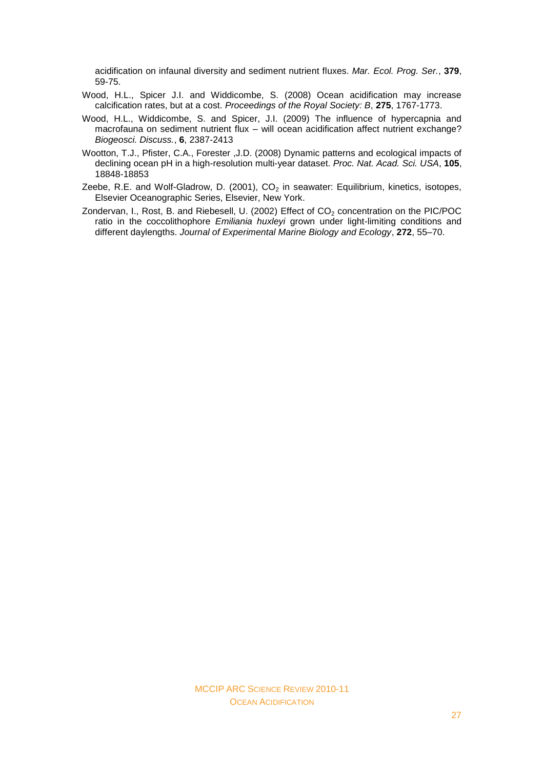acidification on infaunal diversity and sediment nutrient fluxes. *Mar. Ecol. Prog. Ser.*, **379**, 59-75.

Wood, H.L., Spicer J.I. and Widdicombe, S. (2008) Ocean acidification may increase calcification rates, but at a cost. *Proceedings of the Royal Society: B*, **275**, 1767-1773.

Wood, H.L., Widdicombe, S. and Spicer, J.I. (2009) The influence of hypercapnia and macrofauna on sediment nutrient flux – will ocean acidification affect nutrient exchange? *Biogeosci. Discuss.*, **6**, 2387-2413

Wootton, T.J., Pfister, C.A., Forester ,J.D. (2008) Dynamic patterns and ecological impacts of declining ocean pH in a high-resolution multi-year dataset. *Proc. Nat. Acad. Sci. USA*, **105**, 18848-18853

Zeebe, R.E. and Wolf-Gladrow, D. (2001), $CO_2$ in seawater: Equilibrium, kinetics, isotopes, Elsevier Oceanographic Series, Elsevier, New York.

Zondervan, I., Rost, B. and Riebesell, U. (2002) Effect of $CO_2$ concentration on the PIC/POC ratio in the coccolithophore *Emiliania huxleyi* grown under light-limiting conditions and different daylengths. *Journal of Experimental Marine Biology and Ecology*, **272**, 55–70.